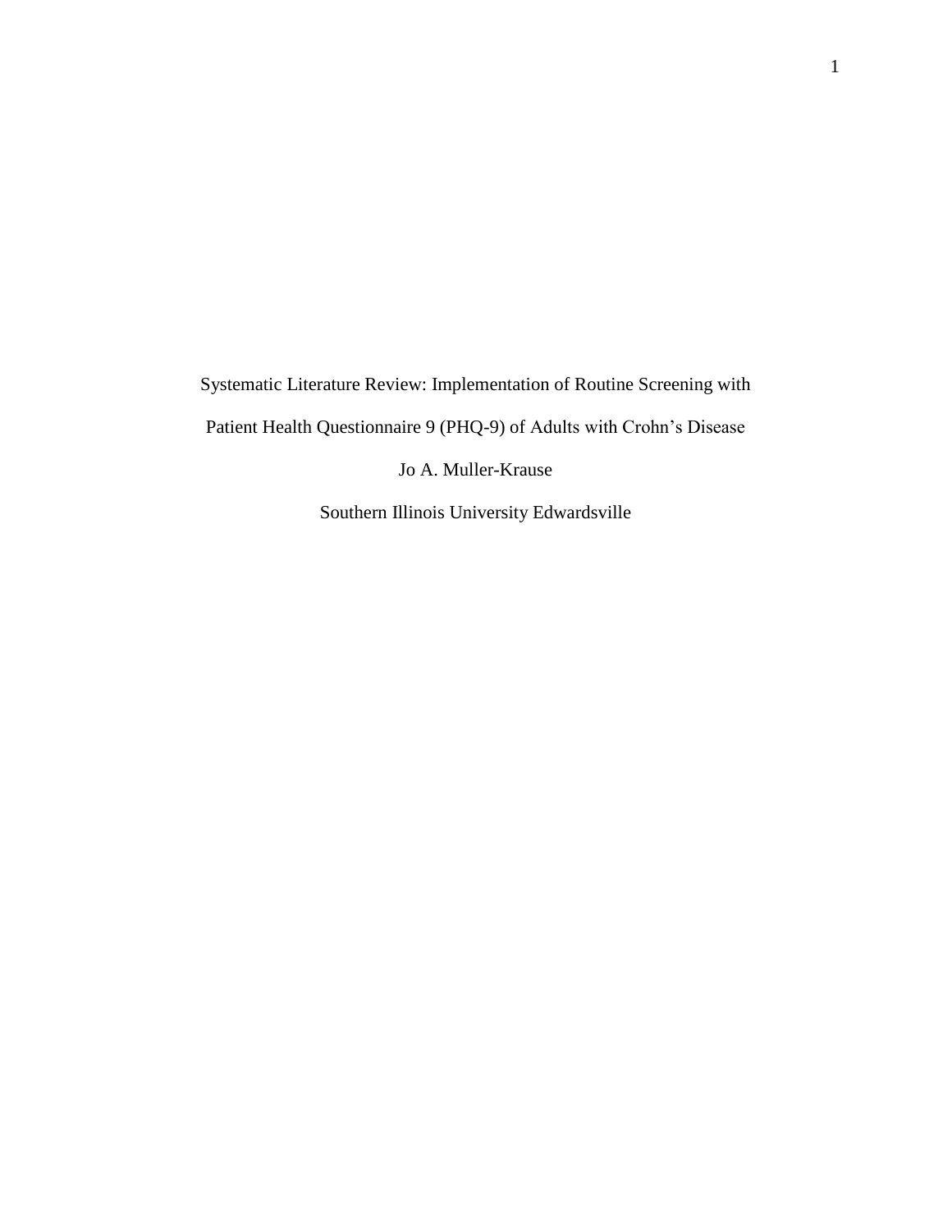# Systematic Literature Review: Implementation of Routine Screening with Patient Health Questionnaire 9 (PHQ-9) of Adults with Crohn's Disease

Jo A. Muller-Krause

Southern Illinois University Edwardsville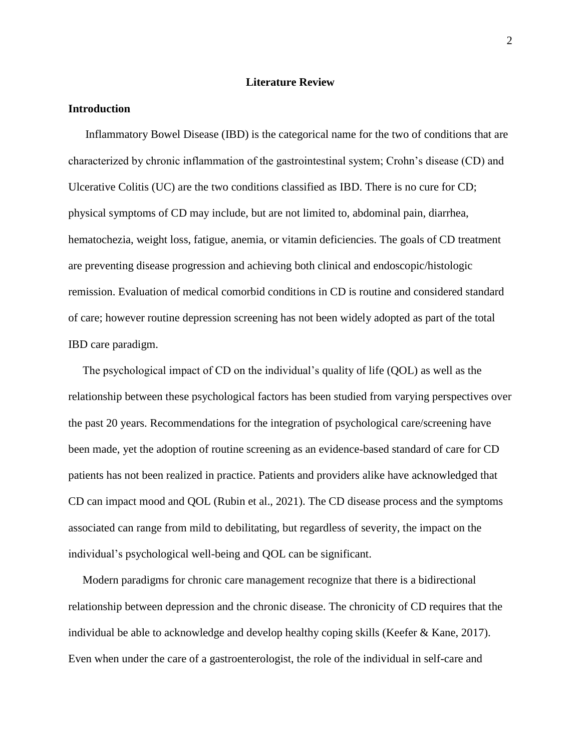# Literature Review

## Introduction

Inflammatory Bowel Disease (IBD) is the categorical name for the two of conditions that are characterized by chronic inflammation of the gastrointestinal system; Crohn's disease (CD) and Ulcerative Colitis (UC) are the two conditions classified as IBD. There is no cure for CD; physical symptoms of CD may include, but are not limited to, abdominal pain, diarrhea, hematochezia, weight loss, fatigue, anemia, or vitamin deficiencies. The goals of CD treatment are preventing disease progression and achieving both clinical and endoscopic/histologic remission. Evaluation of medical comorbid conditions in CD is routine and considered standard of care; however routine depression screening has not been widely adopted as part of the total IBD care paradigm.

The psychological impact of CD on the individual's quality of life (QOL) as well as the relationship between these psychological factors has been studied from varying perspectives over the past 20 years. Recommendations for the integration of psychological care/screening have been made, yet the adoption of routine screening as an evidence-based standard of care for CD patients has not been realized in practice. Patients and providers alike have acknowledged that CD can impact mood and QOL (Rubin et al., 2021). The CD disease process and the symptoms associated can range from mild to debilitating, but regardless of severity, the impact on the individual's psychological well-being and QOL can be significant.

Modern paradigms for chronic care management recognize that there is a bidirectional relationship between depression and the chronic disease. The chronicity of CD requires that the individual be able to acknowledge and develop healthy coping skills (Keefer & Kane, 2017). Even when under the care of a gastroenterologist, the role of the individual in self-care and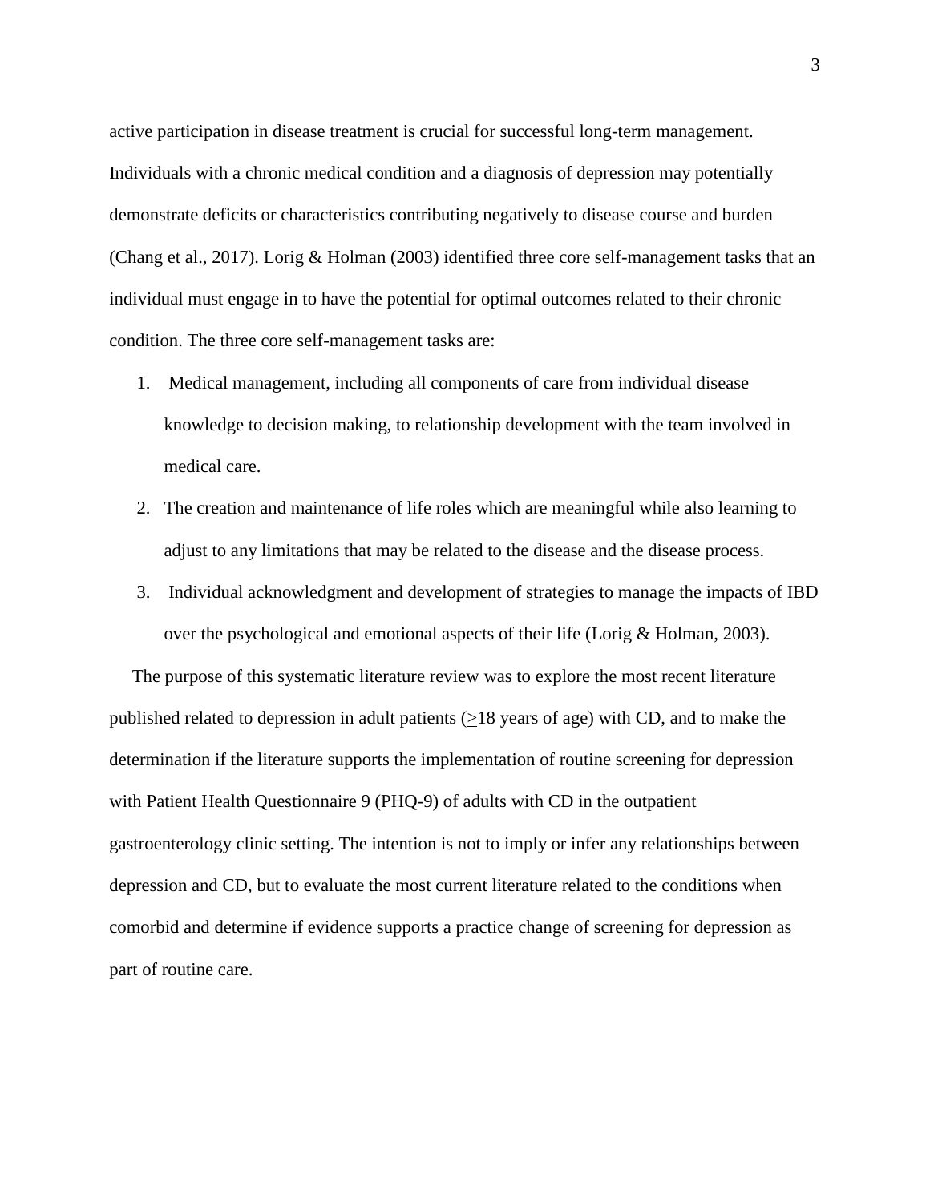active participation in disease treatment is crucial for successful long-term management. Individuals with a chronic medical condition and a diagnosis of depression may potentially demonstrate deficits or characteristics contributing negatively to disease course and burden (Chang et al., 2017). Lorig & Holman (2003) identified three core self-management tasks that an individual must engage in to have the potential for optimal outcomes related to their chronic condition. The three core self-management tasks are:

1. Medical management, including all components of care from individual disease knowledge to decision making, to relationship development with the team involved in medical care.
2. The creation and maintenance of life roles which are meaningful while also learning to adjust to any limitations that may be related to the disease and the disease process.
3. Individual acknowledgment and development of strategies to manage the impacts of IBD over the psychological and emotional aspects of their life (Lorig & Holman, 2003).

The purpose of this systematic literature review was to explore the most recent literature published related to depression in adult patients ($\geq$18 years of age) with CD, and to make the determination if the literature supports the implementation of routine screening for depression with Patient Health Questionnaire 9 (PHQ-9) of adults with CD in the outpatient gastroenterology clinic setting. The intention is not to imply or infer any relationships between depression and CD, but to evaluate the most current literature related to the conditions when comorbid and determine if evidence supports a practice change of screening for depression as part of routine care.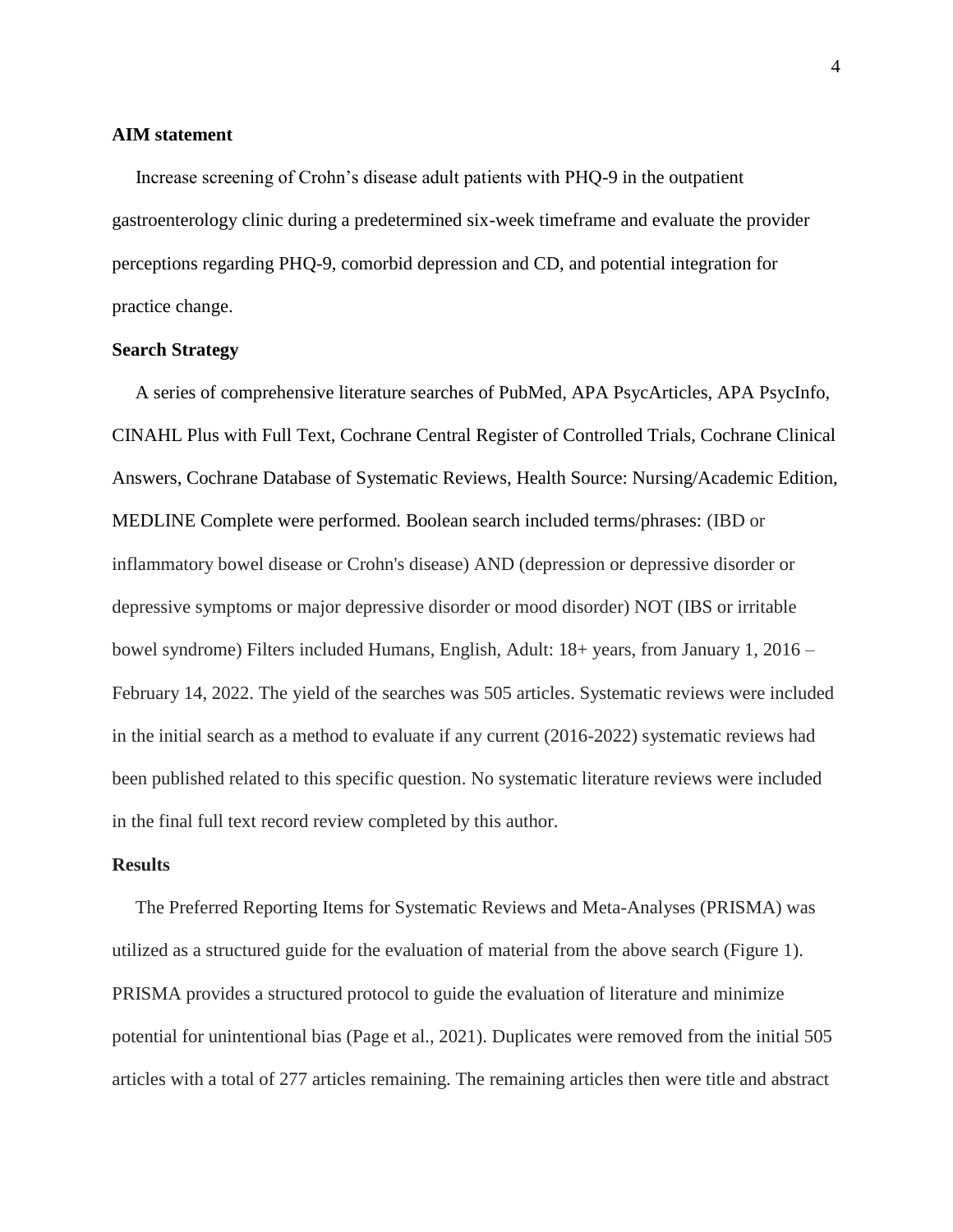## AIM statement

Increase screening of Crohn's disease adult patients with PHQ-9 in the outpatient gastroenterology clinic during a predetermined six-week timeframe and evaluate the provider perceptions regarding PHQ-9, comorbid depression and CD, and potential integration for practice change.

## Search Strategy

A series of comprehensive literature searches of PubMed, APA PsycArticles, APA PsycInfo, CINAHL Plus with Full Text, Cochrane Central Register of Controlled Trials, Cochrane Clinical Answers, Cochrane Database of Systematic Reviews, Health Source: Nursing/Academic Edition, MEDLINE Complete were performed. Boolean search included terms/phrases: (IBD or inflammatory bowel disease or Crohn's disease) AND (depression or depressive disorder or depressive symptoms or major depressive disorder or mood disorder) NOT (IBS or irritable bowel syndrome) Filters included Humans, English, Adult: 18+ years, from January 1, 2016 – February 14, 2022. The yield of the searches was 505 articles. Systematic reviews were included in the initial search as a method to evaluate if any current (2016-2022) systematic reviews had been published related to this specific question. No systematic literature reviews were included in the final full text record review completed by this author.

## Results

The Preferred Reporting Items for Systematic Reviews and Meta-Analyses (PRISMA) was utilized as a structured guide for the evaluation of material from the above search (Figure 1). PRISMA provides a structured protocol to guide the evaluation of literature and minimize potential for unintentional bias (Page et al., 2021). Duplicates were removed from the initial 505 articles with a total of 277 articles remaining. The remaining articles then were title and abstract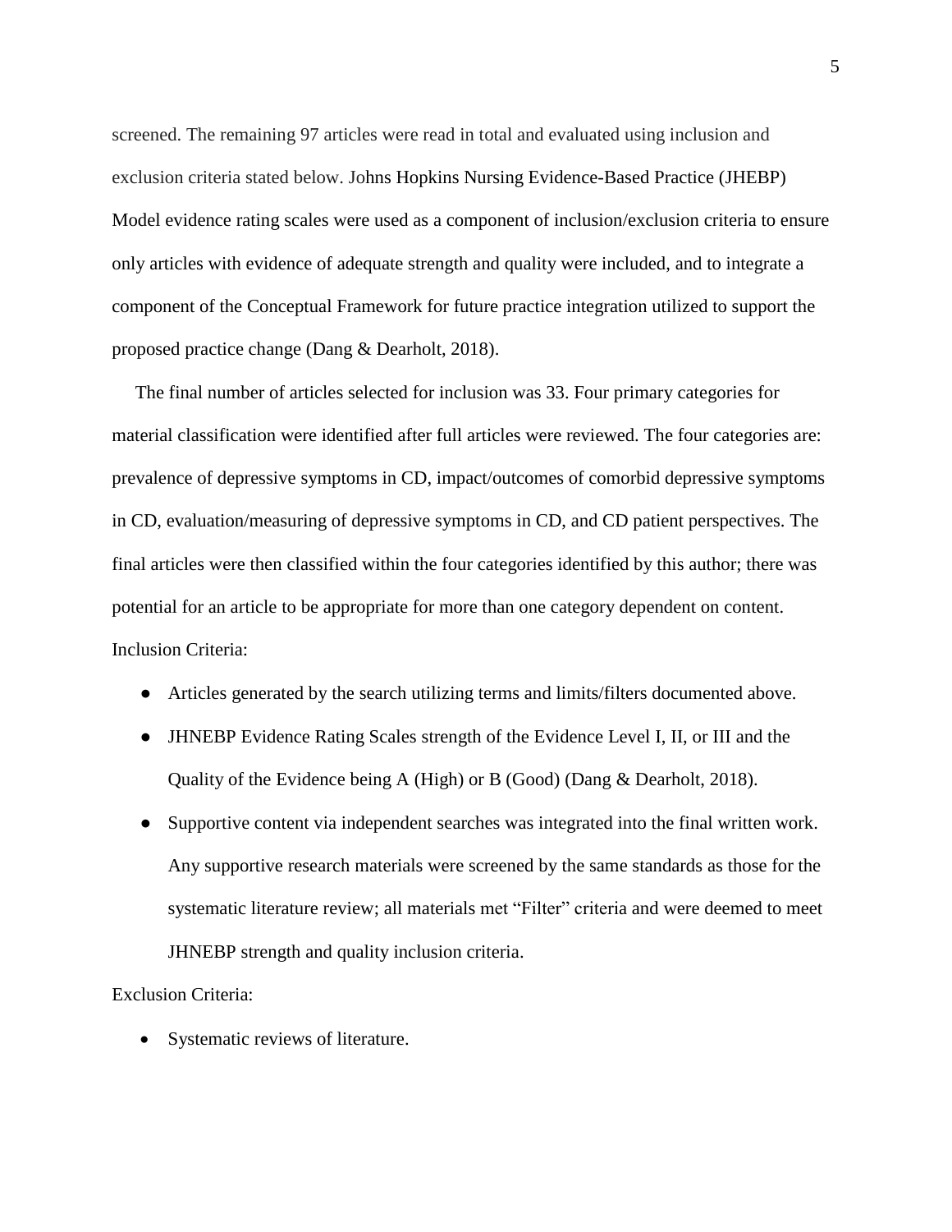screened. The remaining 97 articles were read in total and evaluated using inclusion and exclusion criteria stated below. Johns Hopkins Nursing Evidence-Based Practice (JHEBP) Model evidence rating scales were used as a component of inclusion/exclusion criteria to ensure only articles with evidence of adequate strength and quality were included, and to integrate a component of the Conceptual Framework for future practice integration utilized to support the proposed practice change (Dang & Dearholt, 2018).

The final number of articles selected for inclusion was 33. Four primary categories for material classification were identified after full articles were reviewed. The four categories are: prevalence of depressive symptoms in CD, impact/outcomes of comorbid depressive symptoms in CD, evaluation/measuring of depressive symptoms in CD, and CD patient perspectives. The final articles were then classified within the four categories identified by this author; there was potential for an article to be appropriate for more than one category dependent on content.

Inclusion Criteria:

- Articles generated by the search utilizing terms and limits/filters documented above.
- JHNEBP Evidence Rating Scales strength of the Evidence Level I, II, or III and the Quality of the Evidence being A (High) or B (Good) (Dang & Dearholt, 2018).
- Supportive content via independent searches was integrated into the final written work. Any supportive research materials were screened by the same standards as those for the systematic literature review; all materials met "Filter" criteria and were deemed to meet JHNEBP strength and quality inclusion criteria.

Exclusion Criteria:

- Systematic reviews of literature.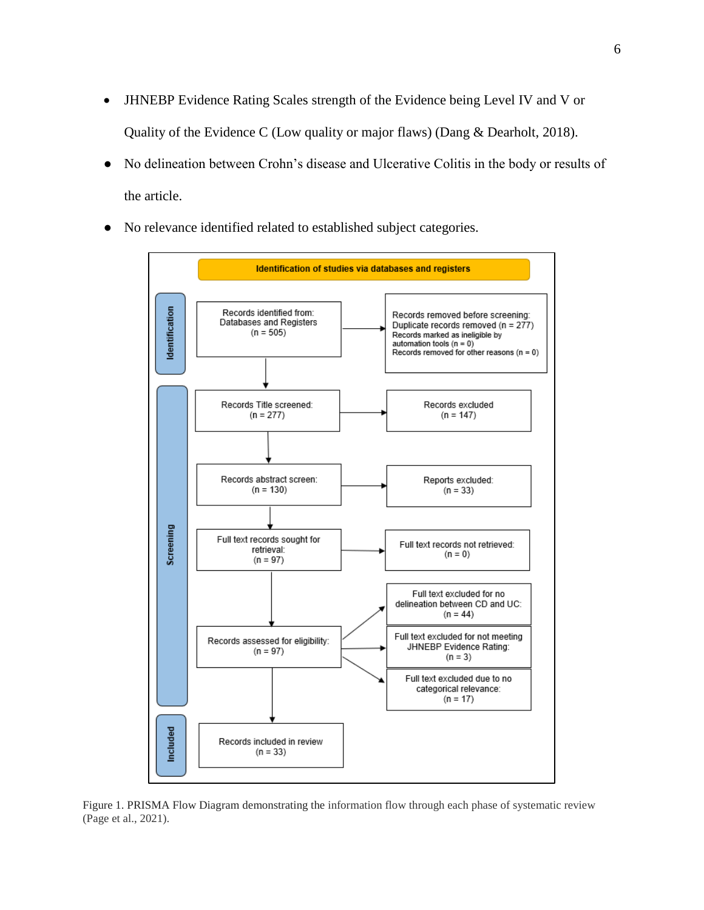- JHNEBP Evidence Rating Scales strength of the Evidence being Level IV and V or Quality of the Evidence C (Low quality or major flaws) (Dang & Dearholt, 2018).
- No delineation between Crohn's disease and Ulcerative Colitis in the body or results of the article.
- No relevance identified related to established subject categories.

**Identification of studies via databases and registers**

**Identification**

- Records identified from: Databases and Registers (n = 505)
  - → Records removed before screening: Duplicate records removed (n = 277); Records marked as ineligible by automation tools (n = 0); Records removed for other reasons (n = 0)

**Screening**

- Records Title screened: (n = 277)
  - → Records excluded (n = 147)
- Records abstract screen: (n = 130)
  - → Reports excluded: (n = 33)
- Full text records sought for retrieval: (n = 97)
  - → Full text records not retrieved: (n = 0)
- Records assessed for eligibility: (n = 97)
  - → Full text excluded for no delineation between CD and UC: (n = 44)
  - → Full text excluded for not meeting JHNEBP Evidence Rating: (n = 3)
  - → Full text excluded due to no categorical relevance: (n = 17)

**Included**

- Records included in review (n = 33)

Figure 1. PRISMA Flow Diagram demonstrating the information flow through each phase of systematic review (Page et al., 2021).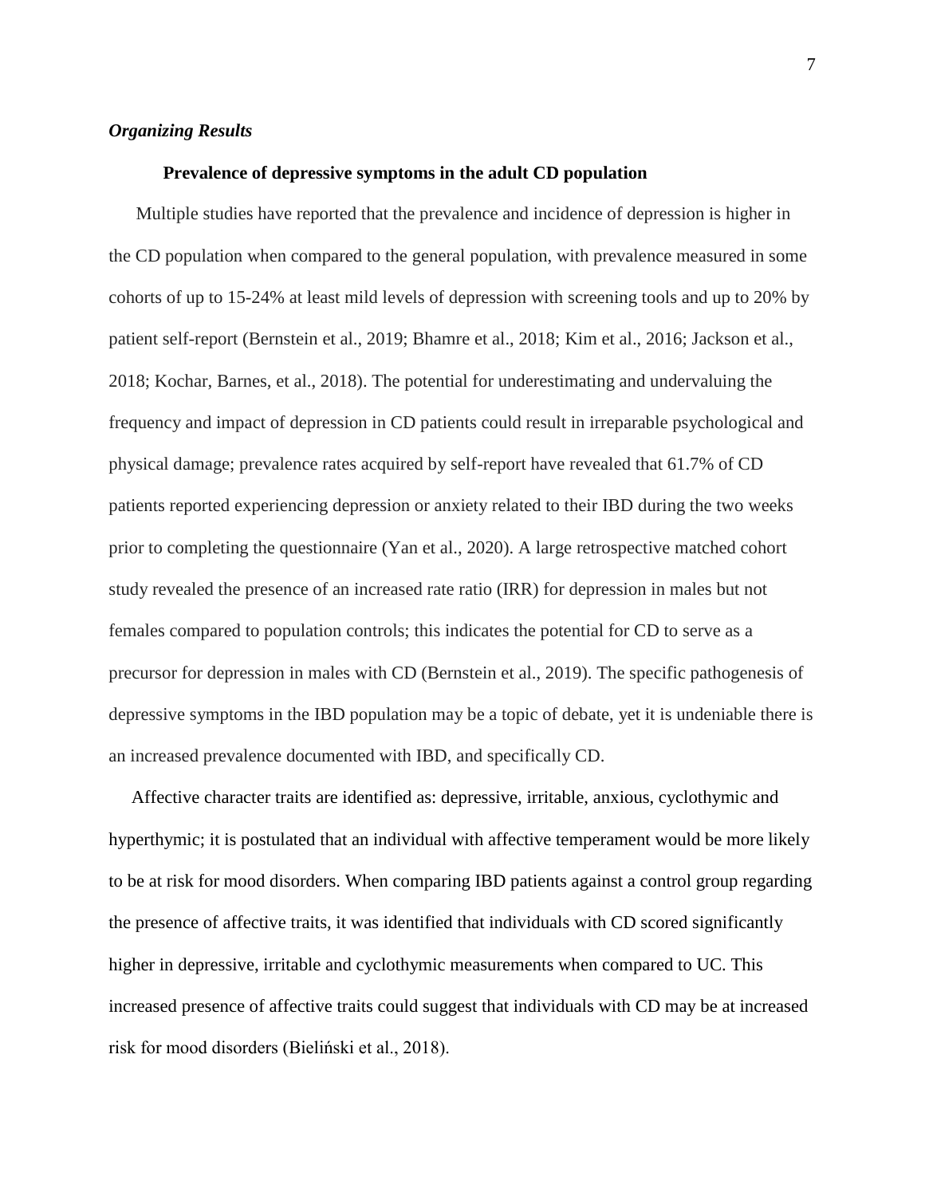*Organizing Results*

**Prevalence of depressive symptoms in the adult CD population**

Multiple studies have reported that the prevalence and incidence of depression is higher in the CD population when compared to the general population, with prevalence measured in some cohorts of up to 15-24% at least mild levels of depression with screening tools and up to 20% by patient self-report (Bernstein et al., 2019; Bhamre et al., 2018; Kim et al., 2016; Jackson et al., 2018; Kochar, Barnes, et al., 2018). The potential for underestimating and undervaluing the frequency and impact of depression in CD patients could result in irreparable psychological and physical damage; prevalence rates acquired by self-report have revealed that 61.7% of CD patients reported experiencing depression or anxiety related to their IBD during the two weeks prior to completing the questionnaire (Yan et al., 2020). A large retrospective matched cohort study revealed the presence of an increased rate ratio (IRR) for depression in males but not females compared to population controls; this indicates the potential for CD to serve as a precursor for depression in males with CD (Bernstein et al., 2019). The specific pathogenesis of depressive symptoms in the IBD population may be a topic of debate, yet it is undeniable there is an increased prevalence documented with IBD, and specifically CD.

Affective character traits are identified as: depressive, irritable, anxious, cyclothymic and hyperthymic; it is postulated that an individual with affective temperament would be more likely to be at risk for mood disorders. When comparing IBD patients against a control group regarding the presence of affective traits, it was identified that individuals with CD scored significantly higher in depressive, irritable and cyclothymic measurements when compared to UC. This increased presence of affective traits could suggest that individuals with CD may be at increased risk for mood disorders (Bieliński et al., 2018).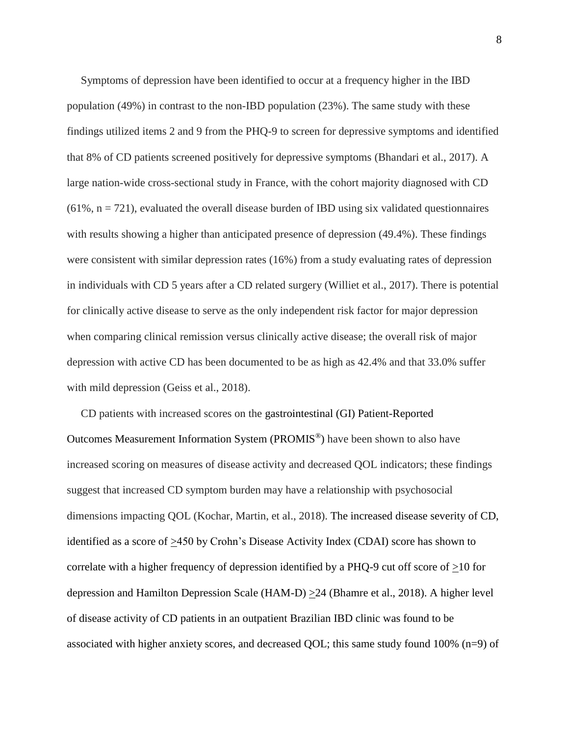Symptoms of depression have been identified to occur at a frequency higher in the IBD population (49%) in contrast to the non-IBD population (23%). The same study with these findings utilized items 2 and 9 from the PHQ-9 to screen for depressive symptoms and identified that 8% of CD patients screened positively for depressive symptoms (Bhandari et al., 2017). A large nation-wide cross-sectional study in France, with the cohort majority diagnosed with CD (61%, n = 721), evaluated the overall disease burden of IBD using six validated questionnaires with results showing a higher than anticipated presence of depression (49.4%). These findings were consistent with similar depression rates (16%) from a study evaluating rates of depression in individuals with CD 5 years after a CD related surgery (Williet et al., 2017). There is potential for clinically active disease to serve as the only independent risk factor for major depression when comparing clinical remission versus clinically active disease; the overall risk of major depression with active CD has been documented to be as high as 42.4% and that 33.0% suffer with mild depression (Geiss et al., 2018).

CD patients with increased scores on the gastrointestinal (GI) Patient-Reported Outcomes Measurement Information System (PROMIS®) have been shown to also have increased scoring on measures of disease activity and decreased QOL indicators; these findings suggest that increased CD symptom burden may have a relationship with psychosocial dimensions impacting QOL (Kochar, Martin, et al., 2018). The increased disease severity of CD, identified as a score of ≥450 by Crohn's Disease Activity Index (CDAI) score has shown to correlate with a higher frequency of depression identified by a PHQ-9 cut off score of ≥10 for depression and Hamilton Depression Scale (HAM-D) ≥24 (Bhamre et al., 2018). A higher level of disease activity of CD patients in an outpatient Brazilian IBD clinic was found to be associated with higher anxiety scores, and decreased QOL; this same study found 100% (n=9) of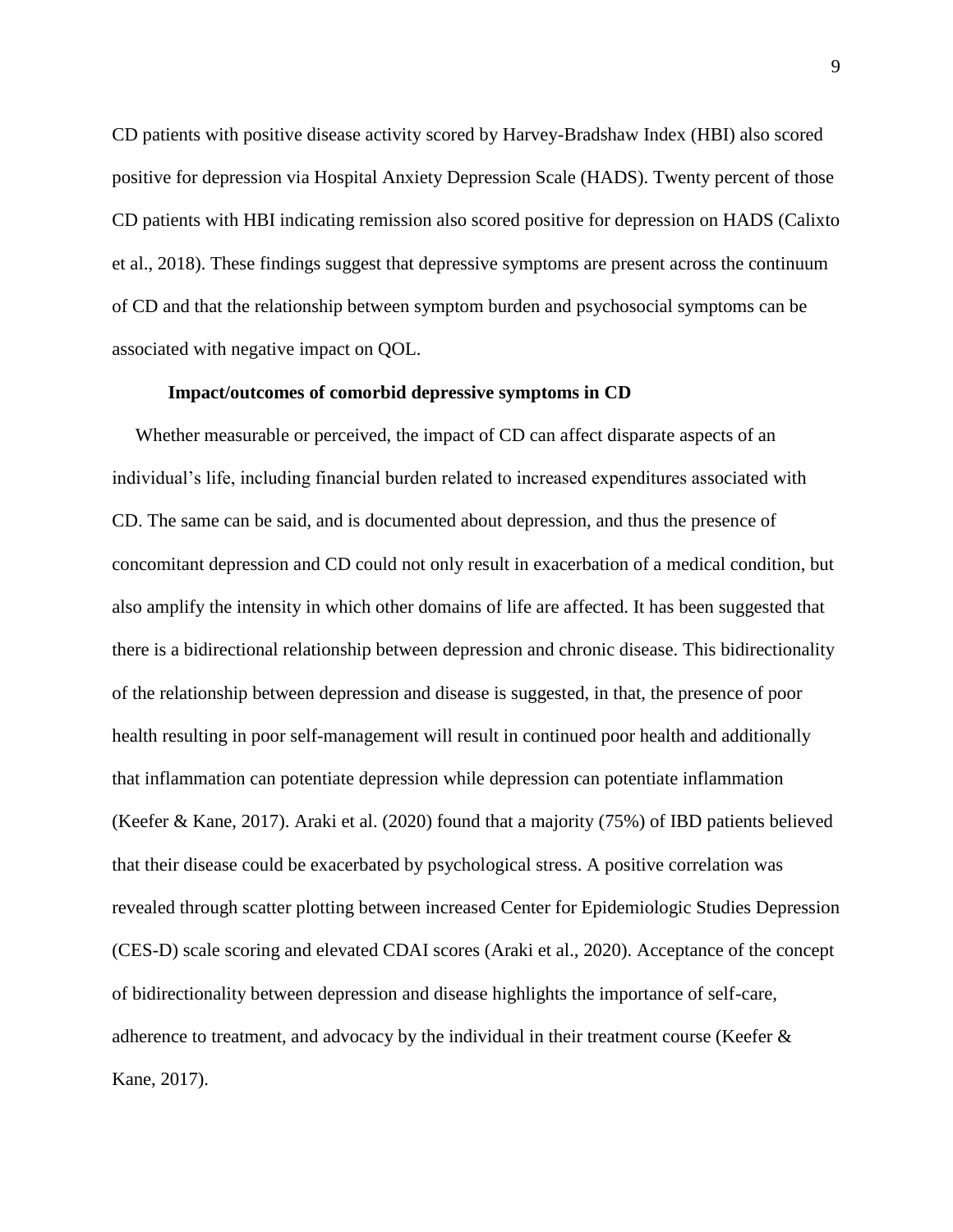CD patients with positive disease activity scored by Harvey-Bradshaw Index (HBI) also scored positive for depression via Hospital Anxiety Depression Scale (HADS). Twenty percent of those CD patients with HBI indicating remission also scored positive for depression on HADS (Calixto et al., 2018). These findings suggest that depressive symptoms are present across the continuum of CD and that the relationship between symptom burden and psychosocial symptoms can be associated with negative impact on QOL.

### Impact/outcomes of comorbid depressive symptoms in CD

Whether measurable or perceived, the impact of CD can affect disparate aspects of an individual's life, including financial burden related to increased expenditures associated with CD. The same can be said, and is documented about depression, and thus the presence of concomitant depression and CD could not only result in exacerbation of a medical condition, but also amplify the intensity in which other domains of life are affected. It has been suggested that there is a bidirectional relationship between depression and chronic disease. This bidirectionality of the relationship between depression and disease is suggested, in that, the presence of poor health resulting in poor self-management will result in continued poor health and additionally that inflammation can potentiate depression while depression can potentiate inflammation (Keefer & Kane, 2017). Araki et al. (2020) found that a majority (75%) of IBD patients believed that their disease could be exacerbated by psychological stress. A positive correlation was revealed through scatter plotting between increased Center for Epidemiologic Studies Depression (CES-D) scale scoring and elevated CDAI scores (Araki et al., 2020). Acceptance of the concept of bidirectionality between depression and disease highlights the importance of self-care, adherence to treatment, and advocacy by the individual in their treatment course (Keefer & Kane, 2017).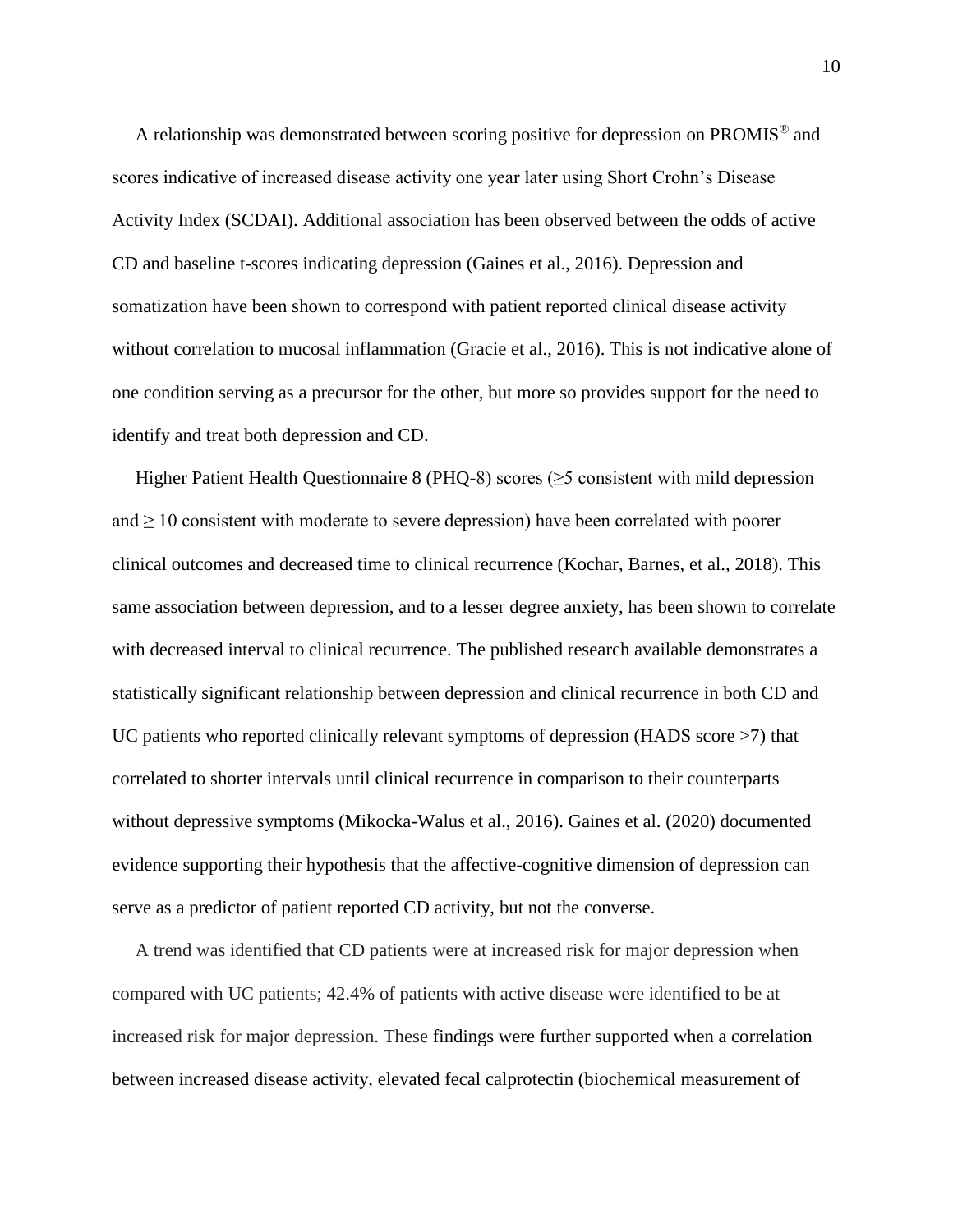A relationship was demonstrated between scoring positive for depression on PROMIS® and scores indicative of increased disease activity one year later using Short Crohn's Disease Activity Index (SCDAI). Additional association has been observed between the odds of active CD and baseline t-scores indicating depression (Gaines et al., 2016). Depression and somatization have been shown to correspond with patient reported clinical disease activity without correlation to mucosal inflammation (Gracie et al., 2016). This is not indicative alone of one condition serving as a precursor for the other, but more so provides support for the need to identify and treat both depression and CD.

Higher Patient Health Questionnaire 8 (PHQ-8) scores ($\geq$5 consistent with mild depression and $\geq$ 10 consistent with moderate to severe depression) have been correlated with poorer clinical outcomes and decreased time to clinical recurrence (Kochar, Barnes, et al., 2018). This same association between depression, and to a lesser degree anxiety, has been shown to correlate with decreased interval to clinical recurrence. The published research available demonstrates a statistically significant relationship between depression and clinical recurrence in both CD and UC patients who reported clinically relevant symptoms of depression (HADS score >7) that correlated to shorter intervals until clinical recurrence in comparison to their counterparts without depressive symptoms (Mikocka-Walus et al., 2016). Gaines et al. (2020) documented evidence supporting their hypothesis that the affective-cognitive dimension of depression can serve as a predictor of patient reported CD activity, but not the converse.

A trend was identified that CD patients were at increased risk for major depression when compared with UC patients; 42.4% of patients with active disease were identified to be at increased risk for major depression. These findings were further supported when a correlation between increased disease activity, elevated fecal calprotectin (biochemical measurement of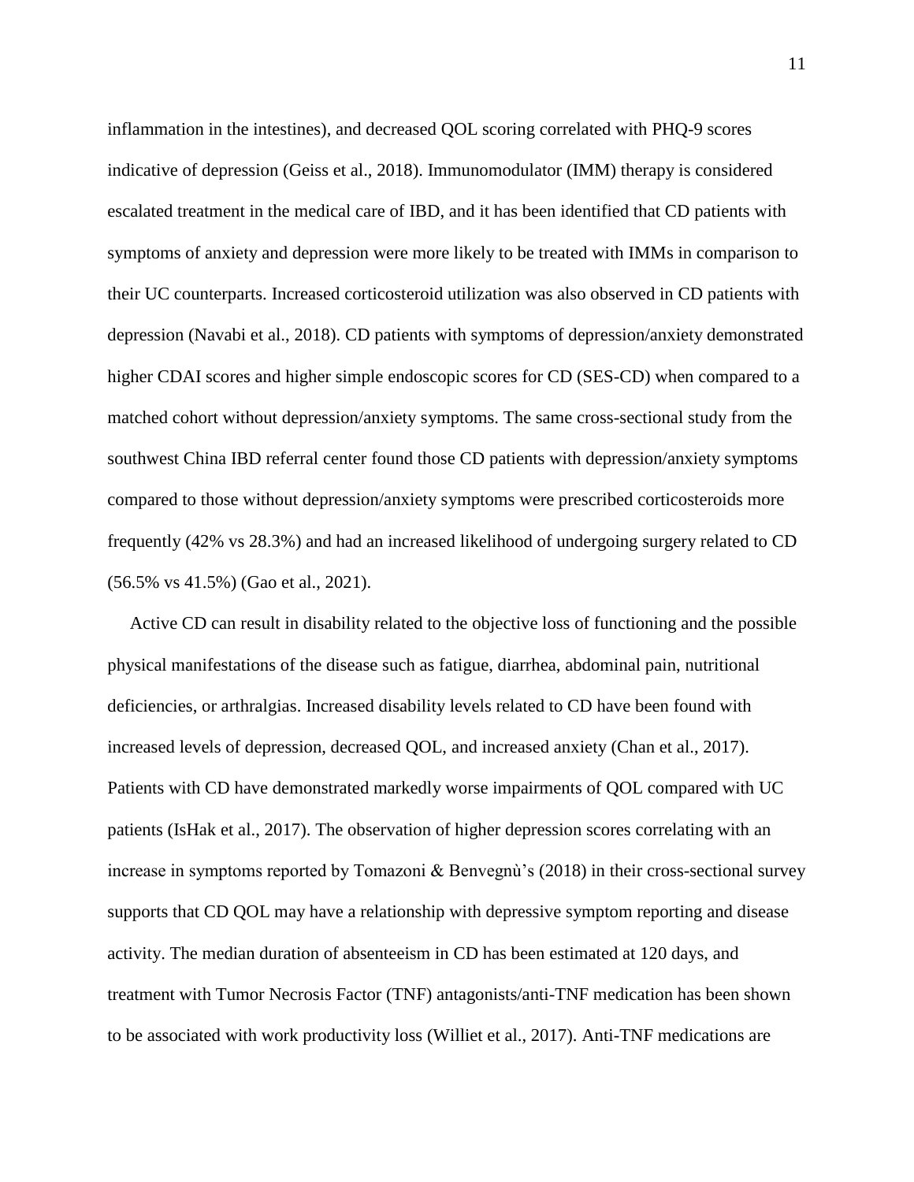inflammation in the intestines), and decreased QOL scoring correlated with PHQ-9 scores indicative of depression (Geiss et al., 2018). Immunomodulator (IMM) therapy is considered escalated treatment in the medical care of IBD, and it has been identified that CD patients with symptoms of anxiety and depression were more likely to be treated with IMMs in comparison to their UC counterparts. Increased corticosteroid utilization was also observed in CD patients with depression (Navabi et al., 2018). CD patients with symptoms of depression/anxiety demonstrated higher CDAI scores and higher simple endoscopic scores for CD (SES-CD) when compared to a matched cohort without depression/anxiety symptoms. The same cross-sectional study from the southwest China IBD referral center found those CD patients with depression/anxiety symptoms compared to those without depression/anxiety symptoms were prescribed corticosteroids more frequently (42% vs 28.3%) and had an increased likelihood of undergoing surgery related to CD (56.5% vs 41.5%) (Gao et al., 2021).

Active CD can result in disability related to the objective loss of functioning and the possible physical manifestations of the disease such as fatigue, diarrhea, abdominal pain, nutritional deficiencies, or arthralgias. Increased disability levels related to CD have been found with increased levels of depression, decreased QOL, and increased anxiety (Chan et al., 2017). Patients with CD have demonstrated markedly worse impairments of QOL compared with UC patients (IsHak et al., 2017). The observation of higher depression scores correlating with an increase in symptoms reported by Tomazoni & Benvegnù's (2018) in their cross-sectional survey supports that CD QOL may have a relationship with depressive symptom reporting and disease activity. The median duration of absenteeism in CD has been estimated at 120 days, and treatment with Tumor Necrosis Factor (TNF) antagonists/anti-TNF medication has been shown to be associated with work productivity loss (Williet et al., 2017). Anti-TNF medications are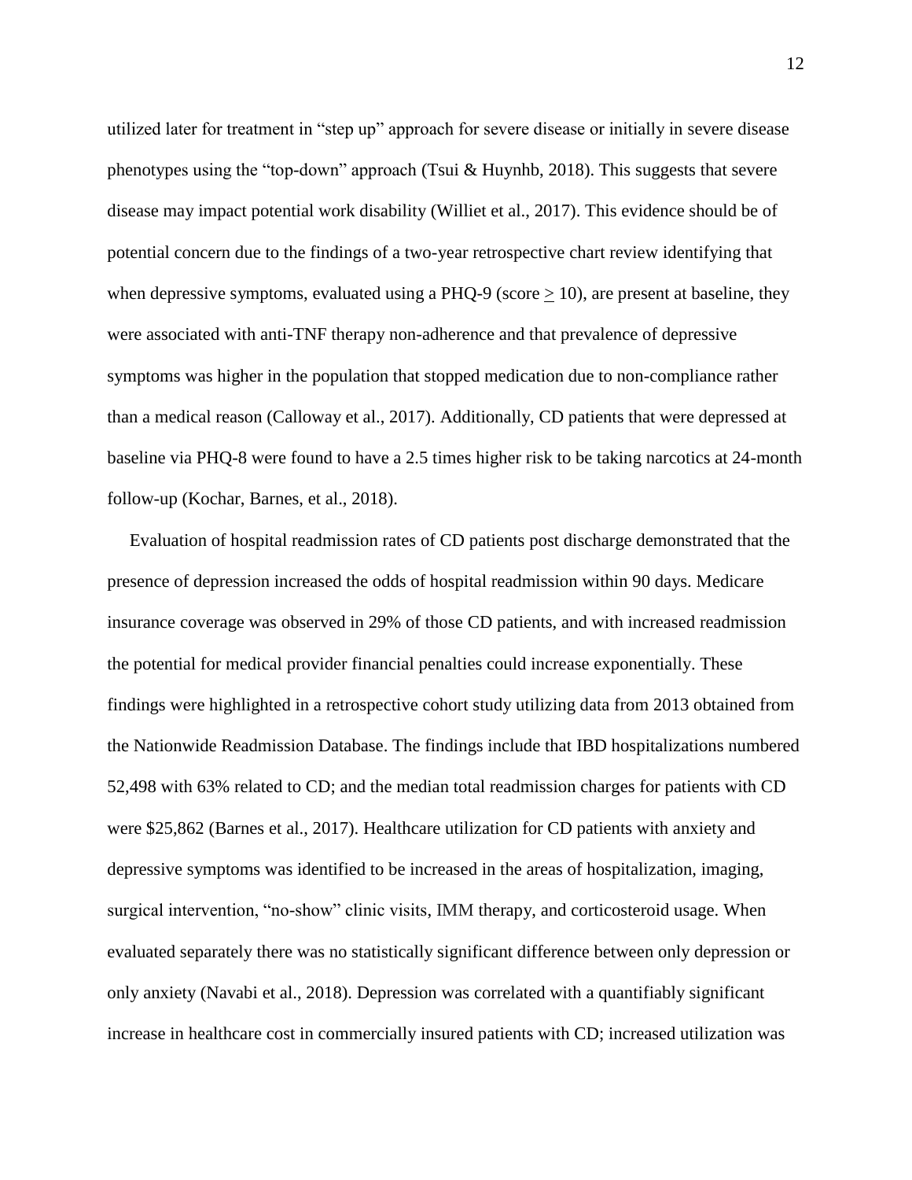utilized later for treatment in "step up" approach for severe disease or initially in severe disease phenotypes using the "top-down" approach (Tsui & Huynhb, 2018). This suggests that severe disease may impact potential work disability (Williet et al., 2017). This evidence should be of potential concern due to the findings of a two-year retrospective chart review identifying that when depressive symptoms, evaluated using a PHQ-9 (score $\geq$ 10), are present at baseline, they were associated with anti-TNF therapy non-adherence and that prevalence of depressive symptoms was higher in the population that stopped medication due to non-compliance rather than a medical reason (Calloway et al., 2017). Additionally, CD patients that were depressed at baseline via PHQ-8 were found to have a 2.5 times higher risk to be taking narcotics at 24-month follow-up (Kochar, Barnes, et al., 2018).

Evaluation of hospital readmission rates of CD patients post discharge demonstrated that the presence of depression increased the odds of hospital readmission within 90 days. Medicare insurance coverage was observed in 29% of those CD patients, and with increased readmission the potential for medical provider financial penalties could increase exponentially. These findings were highlighted in a retrospective cohort study utilizing data from 2013 obtained from the Nationwide Readmission Database. The findings include that IBD hospitalizations numbered 52,498 with 63% related to CD; and the median total readmission charges for patients with CD were $25,862 (Barnes et al., 2017). Healthcare utilization for CD patients with anxiety and depressive symptoms was identified to be increased in the areas of hospitalization, imaging, surgical intervention, "no-show" clinic visits, IMM therapy, and corticosteroid usage. When evaluated separately there was no statistically significant difference between only depression or only anxiety (Navabi et al., 2018). Depression was correlated with a quantifiably significant increase in healthcare cost in commercially insured patients with CD; increased utilization was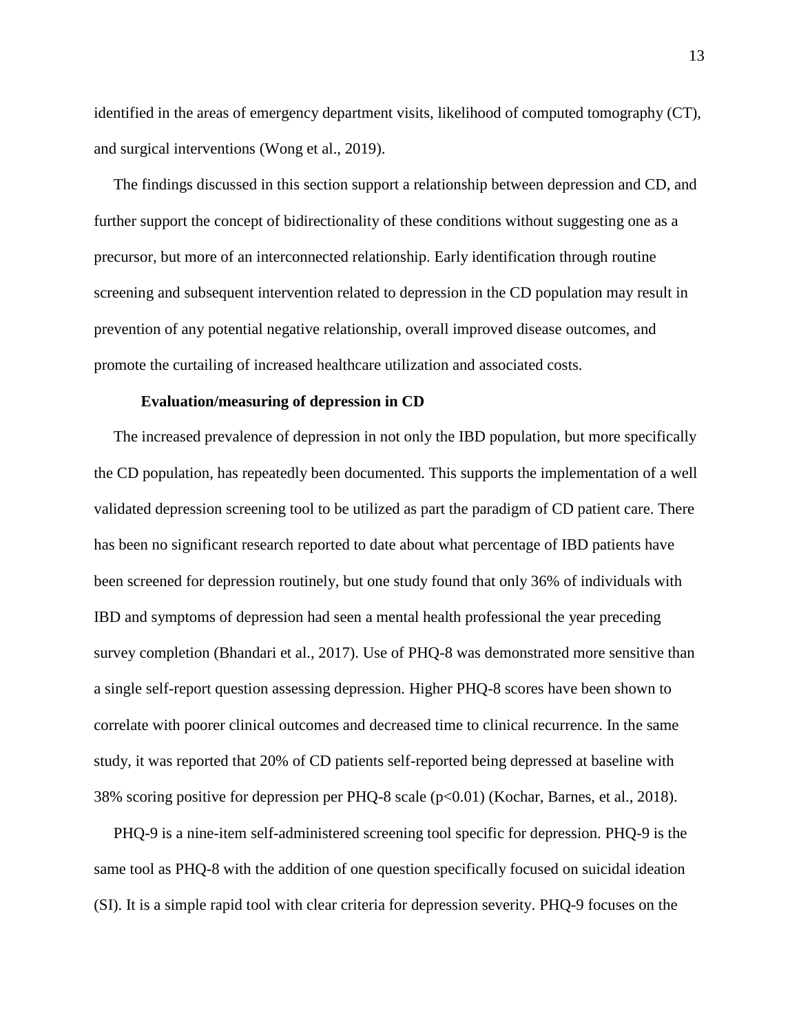identified in the areas of emergency department visits, likelihood of computed tomography (CT), and surgical interventions (Wong et al., 2019).

The findings discussed in this section support a relationship between depression and CD, and further support the concept of bidirectionality of these conditions without suggesting one as a precursor, but more of an interconnected relationship. Early identification through routine screening and subsequent intervention related to depression in the CD population may result in prevention of any potential negative relationship, overall improved disease outcomes, and promote the curtailing of increased healthcare utilization and associated costs.

### Evaluation/measuring of depression in CD

The increased prevalence of depression in not only the IBD population, but more specifically the CD population, has repeatedly been documented. This supports the implementation of a well validated depression screening tool to be utilized as part the paradigm of CD patient care. There has been no significant research reported to date about what percentage of IBD patients have been screened for depression routinely, but one study found that only 36% of individuals with IBD and symptoms of depression had seen a mental health professional the year preceding survey completion (Bhandari et al., 2017). Use of PHQ-8 was demonstrated more sensitive than a single self-report question assessing depression. Higher PHQ-8 scores have been shown to correlate with poorer clinical outcomes and decreased time to clinical recurrence. In the same study, it was reported that 20% of CD patients self-reported being depressed at baseline with 38% scoring positive for depression per PHQ-8 scale ($p<0.01$) (Kochar, Barnes, et al., 2018).

PHQ-9 is a nine-item self-administered screening tool specific for depression. PHQ-9 is the same tool as PHQ-8 with the addition of one question specifically focused on suicidal ideation (SI). It is a simple rapid tool with clear criteria for depression severity. PHQ-9 focuses on the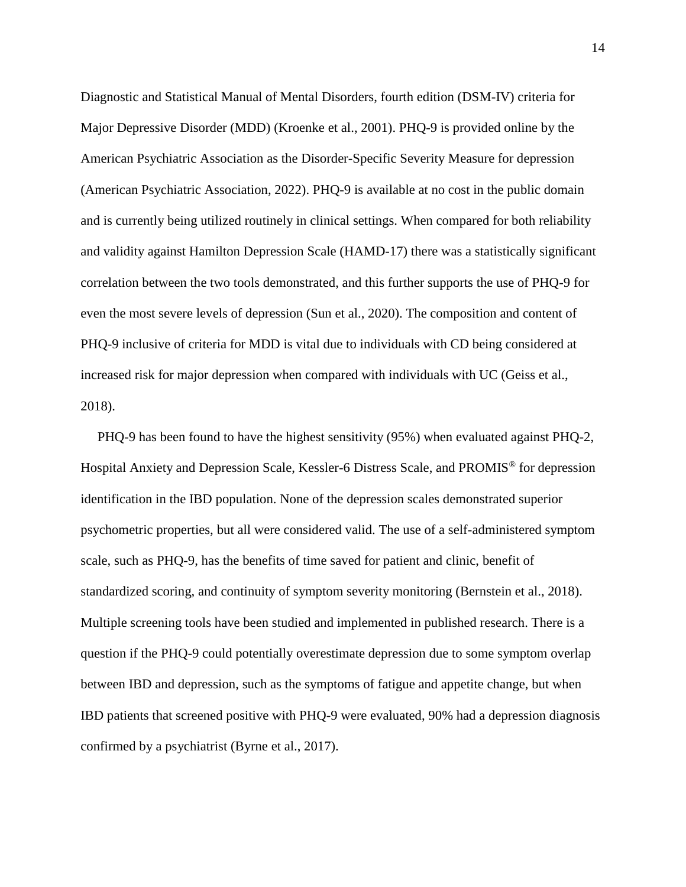Diagnostic and Statistical Manual of Mental Disorders, fourth edition (DSM-IV) criteria for Major Depressive Disorder (MDD) (Kroenke et al., 2001). PHQ-9 is provided online by the American Psychiatric Association as the Disorder-Specific Severity Measure for depression (American Psychiatric Association, 2022). PHQ-9 is available at no cost in the public domain and is currently being utilized routinely in clinical settings. When compared for both reliability and validity against Hamilton Depression Scale (HAMD-17) there was a statistically significant correlation between the two tools demonstrated, and this further supports the use of PHQ-9 for even the most severe levels of depression (Sun et al., 2020). The composition and content of PHQ-9 inclusive of criteria for MDD is vital due to individuals with CD being considered at increased risk for major depression when compared with individuals with UC (Geiss et al., 2018).

PHQ-9 has been found to have the highest sensitivity (95%) when evaluated against PHQ-2, Hospital Anxiety and Depression Scale, Kessler-6 Distress Scale, and PROMIS® for depression identification in the IBD population. None of the depression scales demonstrated superior psychometric properties, but all were considered valid. The use of a self-administered symptom scale, such as PHQ-9, has the benefits of time saved for patient and clinic, benefit of standardized scoring, and continuity of symptom severity monitoring (Bernstein et al., 2018). Multiple screening tools have been studied and implemented in published research. There is a question if the PHQ-9 could potentially overestimate depression due to some symptom overlap between IBD and depression, such as the symptoms of fatigue and appetite change, but when IBD patients that screened positive with PHQ-9 were evaluated, 90% had a depression diagnosis confirmed by a psychiatrist (Byrne et al., 2017).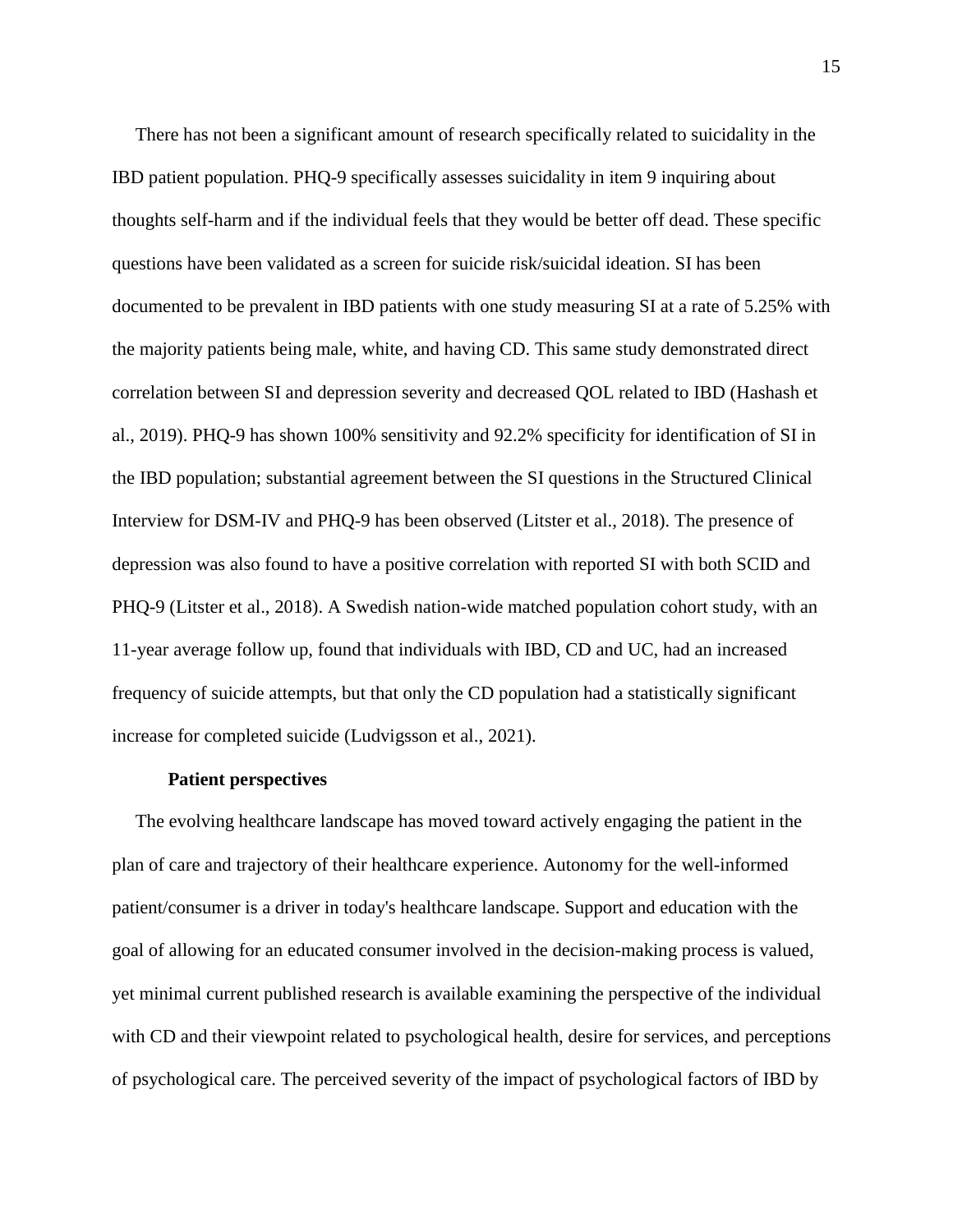There has not been a significant amount of research specifically related to suicidality in the IBD patient population. PHQ-9 specifically assesses suicidality in item 9 inquiring about thoughts self-harm and if the individual feels that they would be better off dead. These specific questions have been validated as a screen for suicide risk/suicidal ideation. SI has been documented to be prevalent in IBD patients with one study measuring SI at a rate of 5.25% with the majority patients being male, white, and having CD. This same study demonstrated direct correlation between SI and depression severity and decreased QOL related to IBD (Hashash et al., 2019). PHQ-9 has shown 100% sensitivity and 92.2% specificity for identification of SI in the IBD population; substantial agreement between the SI questions in the Structured Clinical Interview for DSM-IV and PHQ-9 has been observed (Litster et al., 2018). The presence of depression was also found to have a positive correlation with reported SI with both SCID and PHQ-9 (Litster et al., 2018). A Swedish nation-wide matched population cohort study, with an 11-year average follow up, found that individuals with IBD, CD and UC, had an increased frequency of suicide attempts, but that only the CD population had a statistically significant increase for completed suicide (Ludvigsson et al., 2021).

### Patient perspectives

The evolving healthcare landscape has moved toward actively engaging the patient in the plan of care and trajectory of their healthcare experience. Autonomy for the well-informed patient/consumer is a driver in today's healthcare landscape. Support and education with the goal of allowing for an educated consumer involved in the decision-making process is valued, yet minimal current published research is available examining the perspective of the individual with CD and their viewpoint related to psychological health, desire for services, and perceptions of psychological care. The perceived severity of the impact of psychological factors of IBD by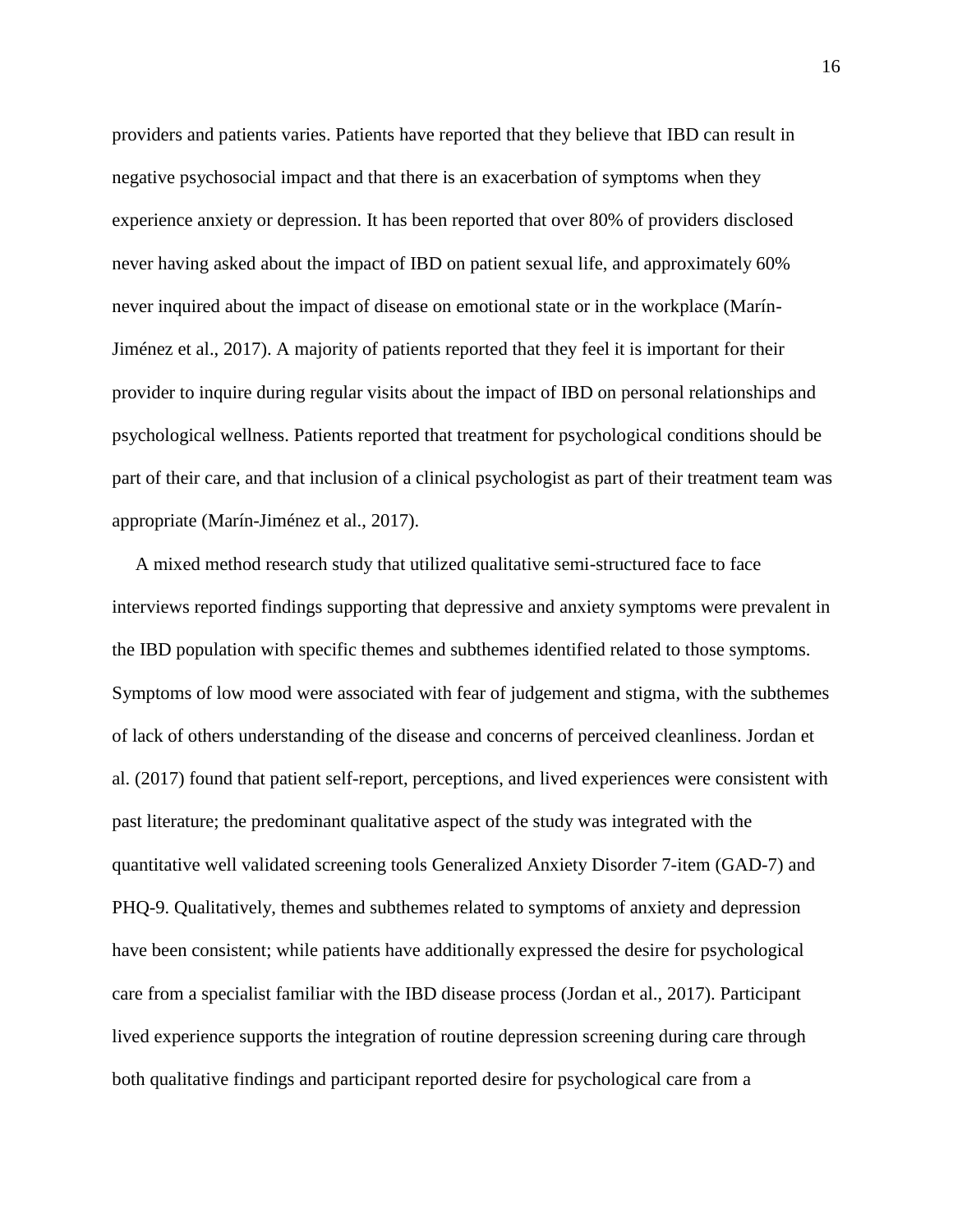providers and patients varies. Patients have reported that they believe that IBD can result in negative psychosocial impact and that there is an exacerbation of symptoms when they experience anxiety or depression. It has been reported that over 80% of providers disclosed never having asked about the impact of IBD on patient sexual life, and approximately 60% never inquired about the impact of disease on emotional state or in the workplace (Marín-Jiménez et al., 2017). A majority of patients reported that they feel it is important for their provider to inquire during regular visits about the impact of IBD on personal relationships and psychological wellness. Patients reported that treatment for psychological conditions should be part of their care, and that inclusion of a clinical psychologist as part of their treatment team was appropriate (Marín-Jiménez et al., 2017).

A mixed method research study that utilized qualitative semi-structured face to face interviews reported findings supporting that depressive and anxiety symptoms were prevalent in the IBD population with specific themes and subthemes identified related to those symptoms. Symptoms of low mood were associated with fear of judgement and stigma, with the subthemes of lack of others understanding of the disease and concerns of perceived cleanliness. Jordan et al. (2017) found that patient self-report, perceptions, and lived experiences were consistent with past literature; the predominant qualitative aspect of the study was integrated with the quantitative well validated screening tools Generalized Anxiety Disorder 7-item (GAD-7) and PHQ-9. Qualitatively, themes and subthemes related to symptoms of anxiety and depression have been consistent; while patients have additionally expressed the desire for psychological care from a specialist familiar with the IBD disease process (Jordan et al., 2017). Participant lived experience supports the integration of routine depression screening during care through both qualitative findings and participant reported desire for psychological care from a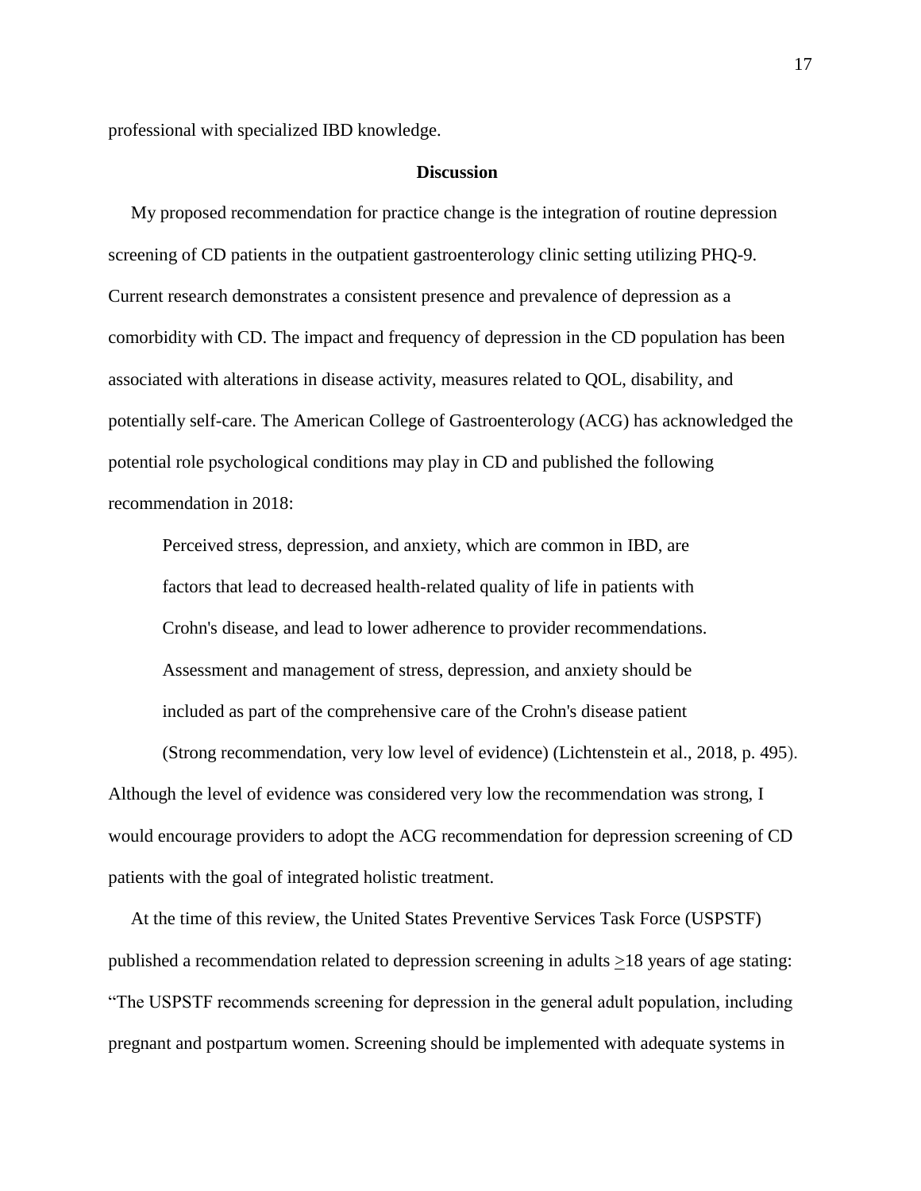professional with specialized IBD knowledge.

## Discussion

My proposed recommendation for practice change is the integration of routine depression screening of CD patients in the outpatient gastroenterology clinic setting utilizing PHQ-9. Current research demonstrates a consistent presence and prevalence of depression as a comorbidity with CD. The impact and frequency of depression in the CD population has been associated with alterations in disease activity, measures related to QOL, disability, and potentially self-care. The American College of Gastroenterology (ACG) has acknowledged the potential role psychological conditions may play in CD and published the following recommendation in 2018:

> Perceived stress, depression, and anxiety, which are common in IBD, are factors that lead to decreased health-related quality of life in patients with Crohn's disease, and lead to lower adherence to provider recommendations. Assessment and management of stress, depression, and anxiety should be included as part of the comprehensive care of the Crohn's disease patient (Strong recommendation, very low level of evidence) (Lichtenstein et al., 2018, p. 495).

Although the level of evidence was considered very low the recommendation was strong, I would encourage providers to adopt the ACG recommendation for depression screening of CD patients with the goal of integrated holistic treatment.

At the time of this review, the United States Preventive Services Task Force (USPSTF) published a recommendation related to depression screening in adults ≥18 years of age stating: "The USPSTF recommends screening for depression in the general adult population, including pregnant and postpartum women. Screening should be implemented with adequate systems in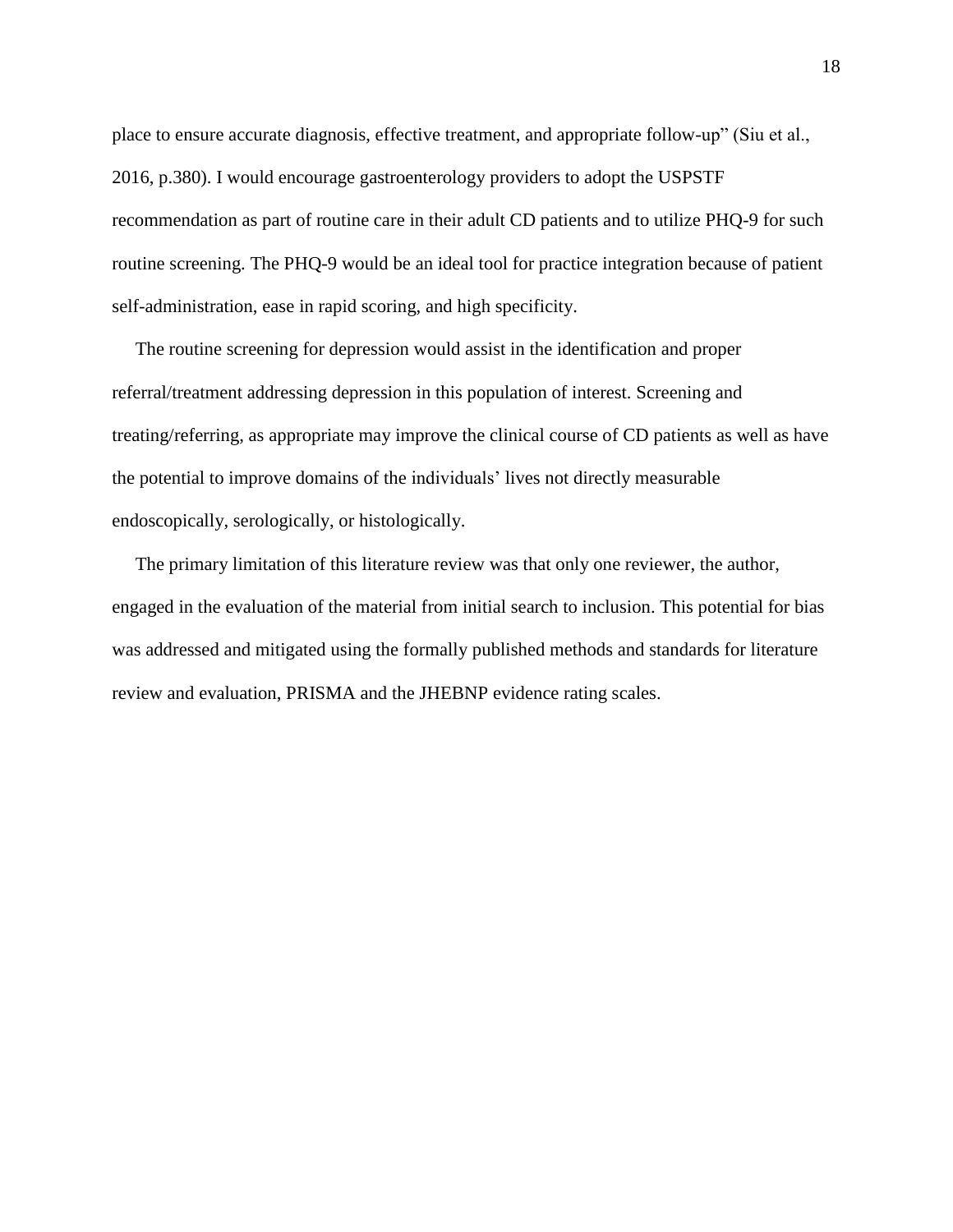place to ensure accurate diagnosis, effective treatment, and appropriate follow-up" (Siu et al., 2016, p.380). I would encourage gastroenterology providers to adopt the USPSTF recommendation as part of routine care in their adult CD patients and to utilize PHQ-9 for such routine screening. The PHQ-9 would be an ideal tool for practice integration because of patient self-administration, ease in rapid scoring, and high specificity.

The routine screening for depression would assist in the identification and proper referral/treatment addressing depression in this population of interest. Screening and treating/referring, as appropriate may improve the clinical course of CD patients as well as have the potential to improve domains of the individuals' lives not directly measurable endoscopically, serologically, or histologically.

The primary limitation of this literature review was that only one reviewer, the author, engaged in the evaluation of the material from initial search to inclusion. This potential for bias was addressed and mitigated using the formally published methods and standards for literature review and evaluation, PRISMA and the JHEBNP evidence rating scales.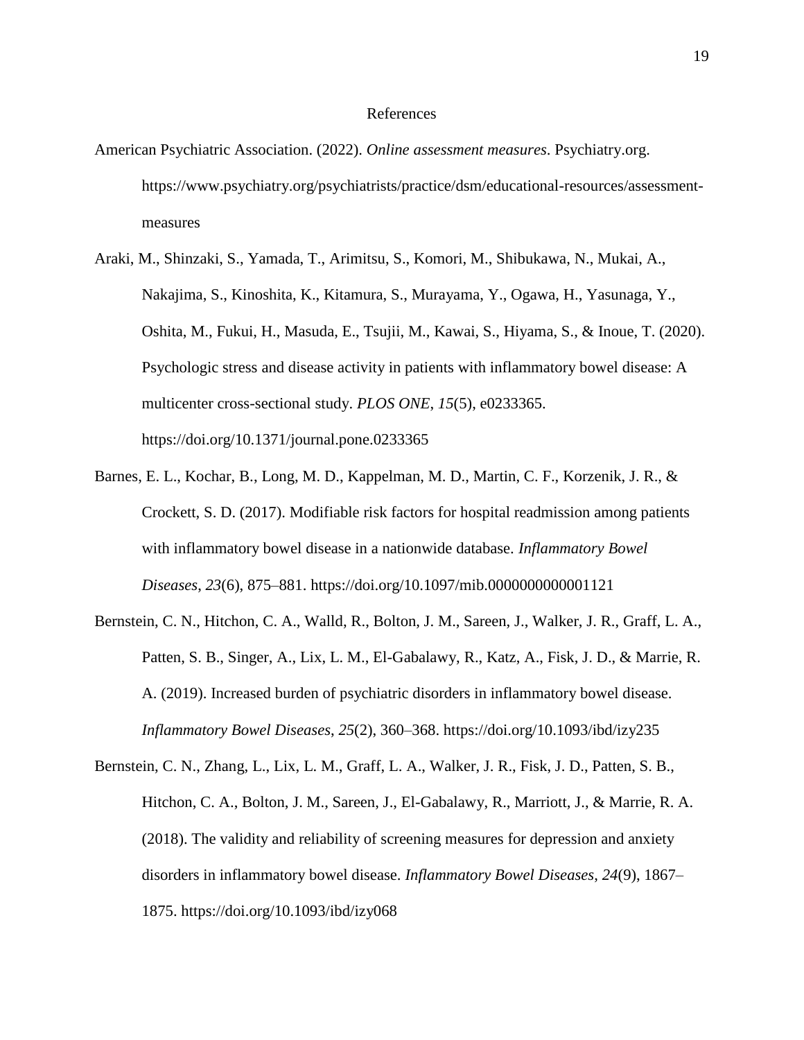# References

American Psychiatric Association. (2022). *Online assessment measures*. Psychiatry.org. https://www.psychiatry.org/psychiatrists/practice/dsm/educational-resources/assessment-measures

Araki, M., Shinzaki, S., Yamada, T., Arimitsu, S., Komori, M., Shibukawa, N., Mukai, A., Nakajima, S., Kinoshita, K., Kitamura, S., Murayama, Y., Ogawa, H., Yasunaga, Y., Oshita, M., Fukui, H., Masuda, E., Tsujii, M., Kawai, S., Hiyama, S., & Inoue, T. (2020). Psychologic stress and disease activity in patients with inflammatory bowel disease: A multicenter cross-sectional study. *PLOS ONE*, *15*(5), e0233365. https://doi.org/10.1371/journal.pone.0233365

Barnes, E. L., Kochar, B., Long, M. D., Kappelman, M. D., Martin, C. F., Korzenik, J. R., & Crockett, S. D. (2017). Modifiable risk factors for hospital readmission among patients with inflammatory bowel disease in a nationwide database. *Inflammatory Bowel Diseases*, *23*(6), 875–881. https://doi.org/10.1097/mib.0000000000001121

Bernstein, C. N., Hitchon, C. A., Walld, R., Bolton, J. M., Sareen, J., Walker, J. R., Graff, L. A., Patten, S. B., Singer, A., Lix, L. M., El-Gabalawy, R., Katz, A., Fisk, J. D., & Marrie, R. A. (2019). Increased burden of psychiatric disorders in inflammatory bowel disease. *Inflammatory Bowel Diseases*, *25*(2), 360–368. https://doi.org/10.1093/ibd/izy235

Bernstein, C. N., Zhang, L., Lix, L. M., Graff, L. A., Walker, J. R., Fisk, J. D., Patten, S. B., Hitchon, C. A., Bolton, J. M., Sareen, J., El-Gabalawy, R., Marriott, J., & Marrie, R. A. (2018). The validity and reliability of screening measures for depression and anxiety disorders in inflammatory bowel disease. *Inflammatory Bowel Diseases*, *24*(9), 1867–1875. https://doi.org/10.1093/ibd/izy068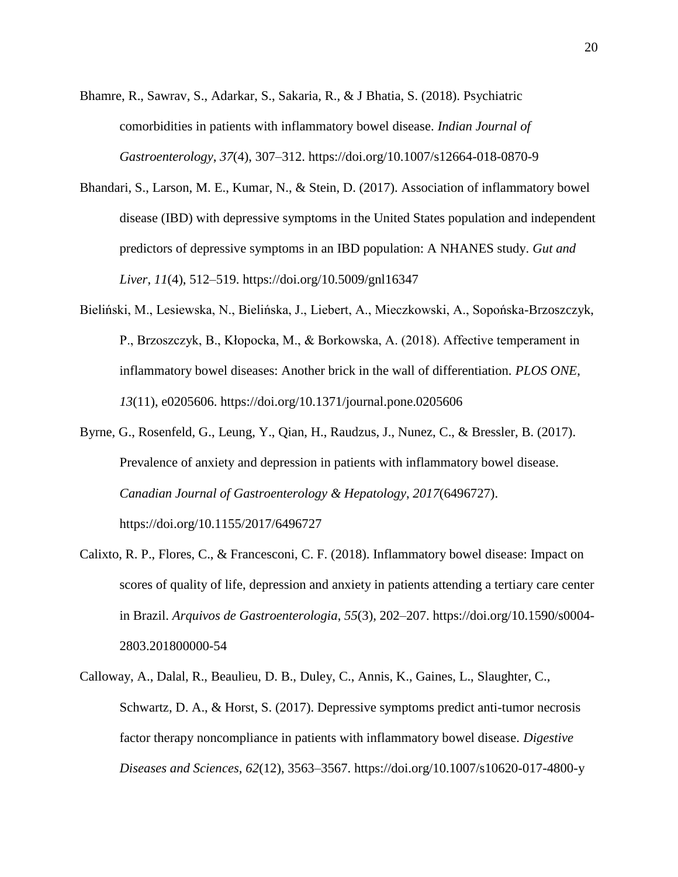Bhamre, R., Sawrav, S., Adarkar, S., Sakaria, R., & J Bhatia, S. (2018). Psychiatric comorbidities in patients with inflammatory bowel disease. *Indian Journal of Gastroenterology*, *37*(4), 307–312. https://doi.org/10.1007/s12664-018-0870-9

Bhandari, S., Larson, M. E., Kumar, N., & Stein, D. (2017). Association of inflammatory bowel disease (IBD) with depressive symptoms in the United States population and independent predictors of depressive symptoms in an IBD population: A NHANES study. *Gut and Liver*, *11*(4), 512–519. https://doi.org/10.5009/gnl16347

Bieliński, M., Lesiewska, N., Bielińska, J., Liebert, A., Mieczkowski, A., Sopońska-Brzoszczyk, P., Brzoszczyk, B., Kłopocka, M., & Borkowska, A. (2018). Affective temperament in inflammatory bowel diseases: Another brick in the wall of differentiation. *PLOS ONE*, *13*(11), e0205606. https://doi.org/10.1371/journal.pone.0205606

Byrne, G., Rosenfeld, G., Leung, Y., Qian, H., Raudzus, J., Nunez, C., & Bressler, B. (2017). Prevalence of anxiety and depression in patients with inflammatory bowel disease. *Canadian Journal of Gastroenterology & Hepatology*, *2017*(6496727). https://doi.org/10.1155/2017/6496727

Calixto, R. P., Flores, C., & Francesconi, C. F. (2018). Inflammatory bowel disease: Impact on scores of quality of life, depression and anxiety in patients attending a tertiary care center in Brazil. *Arquivos de Gastroenterologia*, *55*(3), 202–207. https://doi.org/10.1590/s0004-2803.201800000-54

Calloway, A., Dalal, R., Beaulieu, D. B., Duley, C., Annis, K., Gaines, L., Slaughter, C., Schwartz, D. A., & Horst, S. (2017). Depressive symptoms predict anti-tumor necrosis factor therapy noncompliance in patients with inflammatory bowel disease. *Digestive Diseases and Sciences*, *62*(12), 3563–3567. https://doi.org/10.1007/s10620-017-4800-y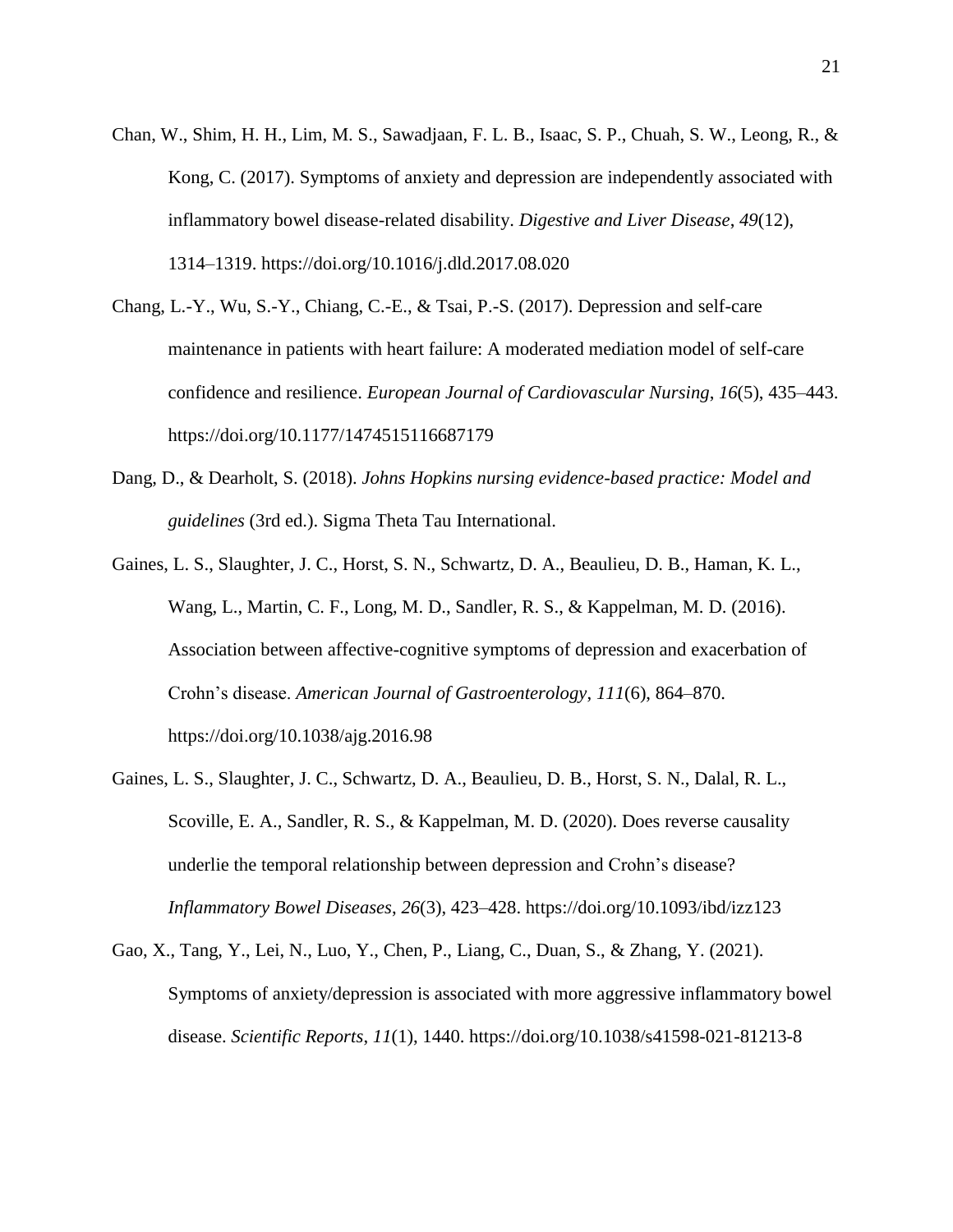Chan, W., Shim, H. H., Lim, M. S., Sawadjaan, F. L. B., Isaac, S. P., Chuah, S. W., Leong, R., & Kong, C. (2017). Symptoms of anxiety and depression are independently associated with inflammatory bowel disease-related disability. *Digestive and Liver Disease*, *49*(12), 1314–1319. https://doi.org/10.1016/j.dld.2017.08.020

Chang, L.-Y., Wu, S.-Y., Chiang, C.-E., & Tsai, P.-S. (2017). Depression and self-care maintenance in patients with heart failure: A moderated mediation model of self-care confidence and resilience. *European Journal of Cardiovascular Nursing*, *16*(5), 435–443. https://doi.org/10.1177/1474515116687179

Dang, D., & Dearholt, S. (2018). *Johns Hopkins nursing evidence-based practice: Model and guidelines* (3rd ed.). Sigma Theta Tau International.

Gaines, L. S., Slaughter, J. C., Horst, S. N., Schwartz, D. A., Beaulieu, D. B., Haman, K. L., Wang, L., Martin, C. F., Long, M. D., Sandler, R. S., & Kappelman, M. D. (2016). Association between affective-cognitive symptoms of depression and exacerbation of Crohn's disease. *American Journal of Gastroenterology*, *111*(6), 864–870. https://doi.org/10.1038/ajg.2016.98

Gaines, L. S., Slaughter, J. C., Schwartz, D. A., Beaulieu, D. B., Horst, S. N., Dalal, R. L., Scoville, E. A., Sandler, R. S., & Kappelman, M. D. (2020). Does reverse causality underlie the temporal relationship between depression and Crohn's disease? *Inflammatory Bowel Diseases*, *26*(3), 423–428. https://doi.org/10.1093/ibd/izz123

Gao, X., Tang, Y., Lei, N., Luo, Y., Chen, P., Liang, C., Duan, S., & Zhang, Y. (2021). Symptoms of anxiety/depression is associated with more aggressive inflammatory bowel disease. *Scientific Reports*, *11*(1), 1440. https://doi.org/10.1038/s41598-021-81213-8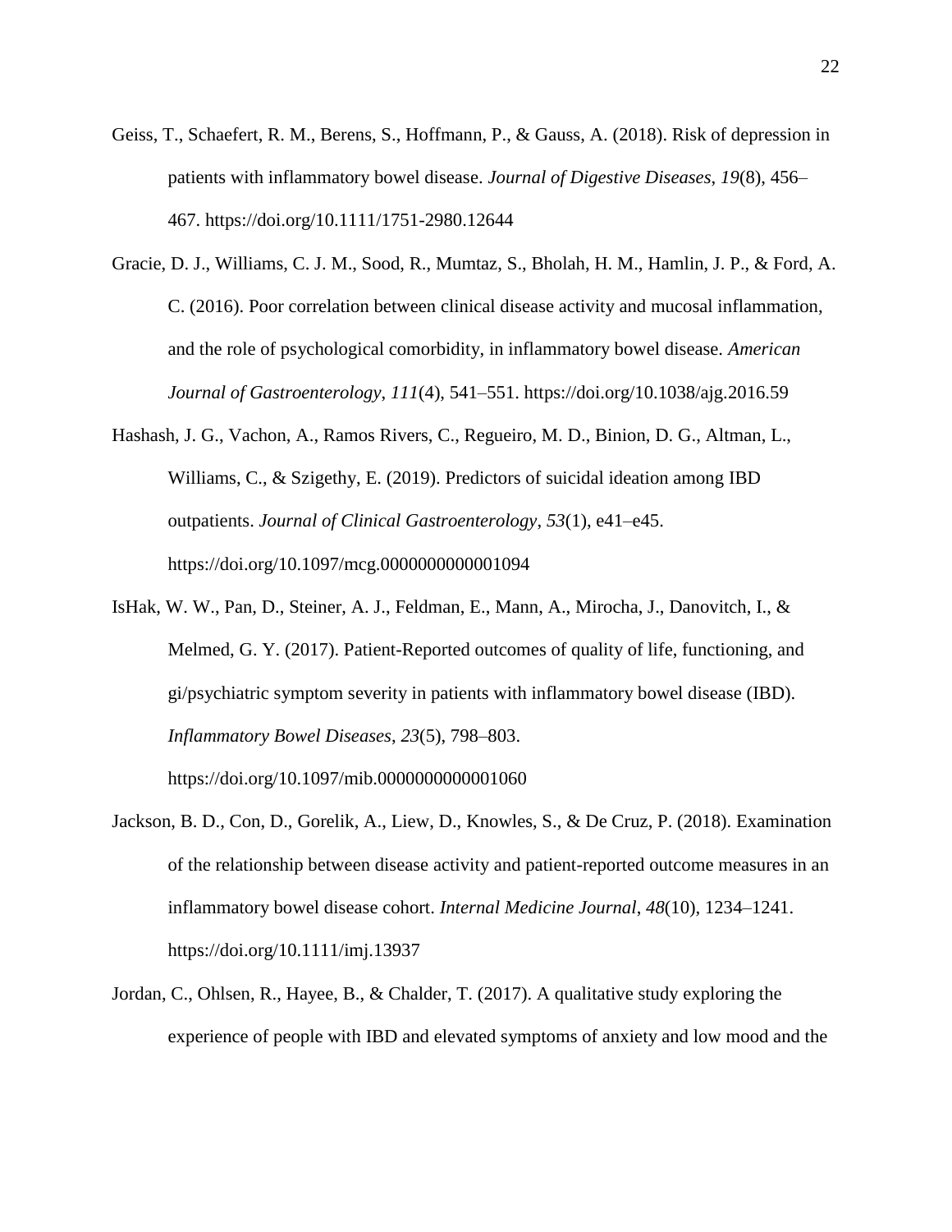Geiss, T., Schaefert, R. M., Berens, S., Hoffmann, P., & Gauss, A. (2018). Risk of depression in patients with inflammatory bowel disease. *Journal of Digestive Diseases*, *19*(8), 456–467. https://doi.org/10.1111/1751-2980.12644

Gracie, D. J., Williams, C. J. M., Sood, R., Mumtaz, S., Bholah, H. M., Hamlin, J. P., & Ford, A. C. (2016). Poor correlation between clinical disease activity and mucosal inflammation, and the role of psychological comorbidity, in inflammatory bowel disease. *American Journal of Gastroenterology*, *111*(4), 541–551. https://doi.org/10.1038/ajg.2016.59

Hashash, J. G., Vachon, A., Ramos Rivers, C., Regueiro, M. D., Binion, D. G., Altman, L., Williams, C., & Szigethy, E. (2019). Predictors of suicidal ideation among IBD outpatients. *Journal of Clinical Gastroenterology*, *53*(1), e41–e45. https://doi.org/10.1097/mcg.0000000000001094

IsHak, W. W., Pan, D., Steiner, A. J., Feldman, E., Mann, A., Mirocha, J., Danovitch, I., & Melmed, G. Y. (2017). Patient-Reported outcomes of quality of life, functioning, and gi/psychiatric symptom severity in patients with inflammatory bowel disease (IBD). *Inflammatory Bowel Diseases*, *23*(5), 798–803. https://doi.org/10.1097/mib.0000000000001060

Jackson, B. D., Con, D., Gorelik, A., Liew, D., Knowles, S., & De Cruz, P. (2018). Examination of the relationship between disease activity and patient-reported outcome measures in an inflammatory bowel disease cohort. *Internal Medicine Journal*, *48*(10), 1234–1241. https://doi.org/10.1111/imj.13937

Jordan, C., Ohlsen, R., Hayee, B., & Chalder, T. (2017). A qualitative study exploring the experience of people with IBD and elevated symptoms of anxiety and low mood and the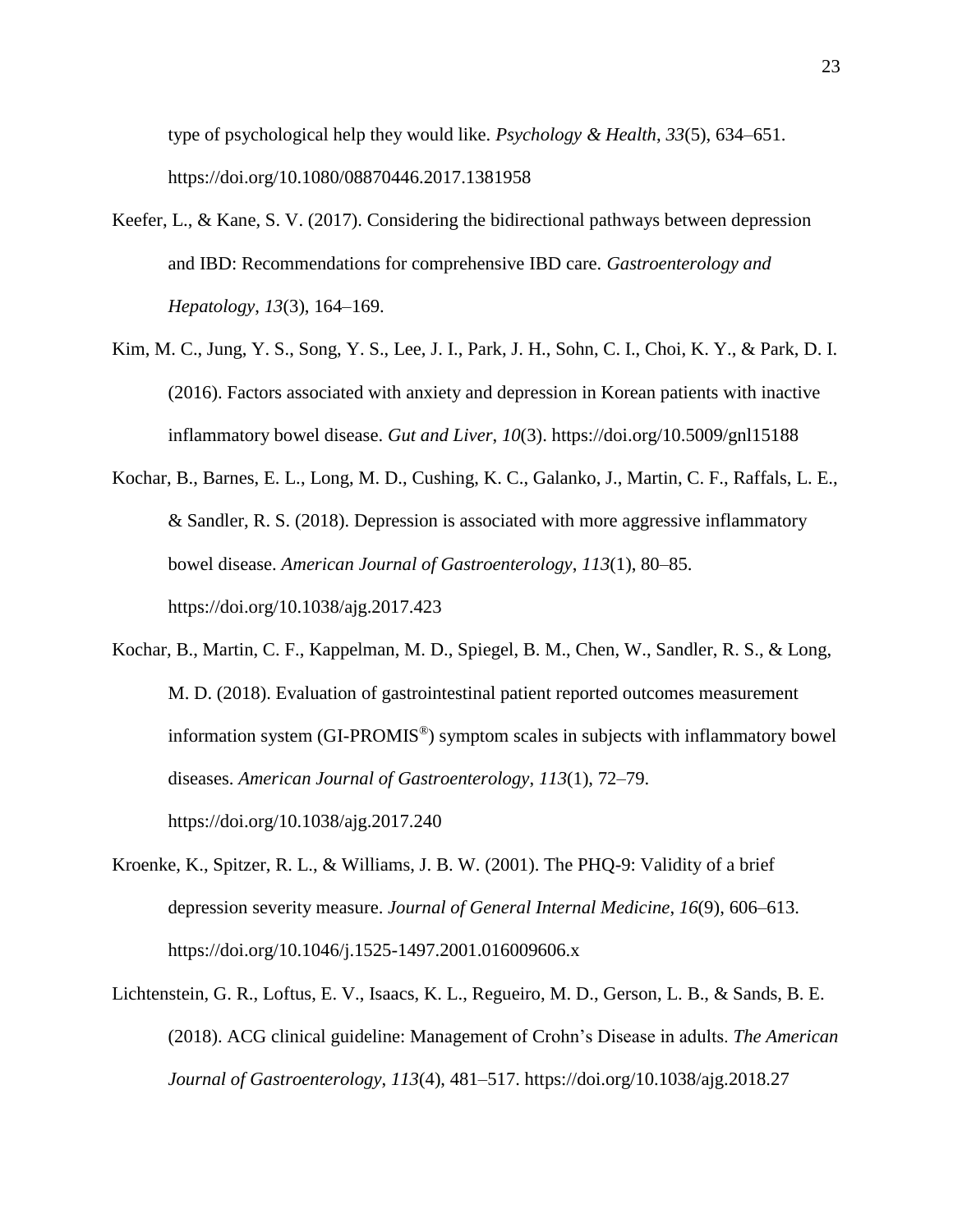type of psychological help they would like. *Psychology & Health*, *33*(5), 634–651. https://doi.org/10.1080/08870446.2017.1381958

Keefer, L., & Kane, S. V. (2017). Considering the bidirectional pathways between depression and IBD: Recommendations for comprehensive IBD care. *Gastroenterology and Hepatology*, *13*(3), 164–169.

Kim, M. C., Jung, Y. S., Song, Y. S., Lee, J. I., Park, J. H., Sohn, C. I., Choi, K. Y., & Park, D. I. (2016). Factors associated with anxiety and depression in Korean patients with inactive inflammatory bowel disease. *Gut and Liver*, *10*(3). https://doi.org/10.5009/gnl15188

Kochar, B., Barnes, E. L., Long, M. D., Cushing, K. C., Galanko, J., Martin, C. F., Raffals, L. E., & Sandler, R. S. (2018). Depression is associated with more aggressive inflammatory bowel disease. *American Journal of Gastroenterology*, *113*(1), 80–85. https://doi.org/10.1038/ajg.2017.423

Kochar, B., Martin, C. F., Kappelman, M. D., Spiegel, B. M., Chen, W., Sandler, R. S., & Long, M. D. (2018). Evaluation of gastrointestinal patient reported outcomes measurement information system (GI-PROMIS®) symptom scales in subjects with inflammatory bowel diseases. *American Journal of Gastroenterology*, *113*(1), 72–79. https://doi.org/10.1038/ajg.2017.240

Kroenke, K., Spitzer, R. L., & Williams, J. B. W. (2001). The PHQ-9: Validity of a brief depression severity measure. *Journal of General Internal Medicine*, *16*(9), 606–613. https://doi.org/10.1046/j.1525-1497.2001.016009606.x

Lichtenstein, G. R., Loftus, E. V., Isaacs, K. L., Regueiro, M. D., Gerson, L. B., & Sands, B. E. (2018). ACG clinical guideline: Management of Crohn's Disease in adults. *The American Journal of Gastroenterology*, *113*(4), 481–517. https://doi.org/10.1038/ajg.2018.27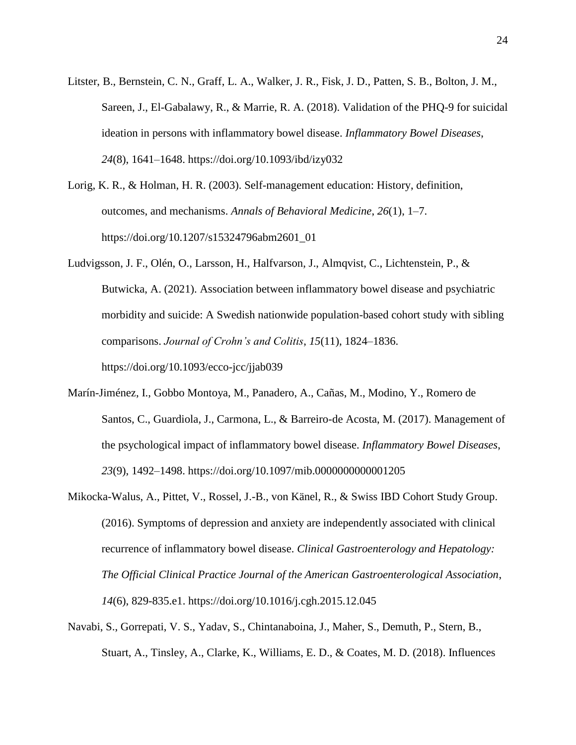Litster, B., Bernstein, C. N., Graff, L. A., Walker, J. R., Fisk, J. D., Patten, S. B., Bolton, J. M., Sareen, J., El-Gabalawy, R., & Marrie, R. A. (2018). Validation of the PHQ-9 for suicidal ideation in persons with inflammatory bowel disease. *Inflammatory Bowel Diseases*, *24*(8), 1641–1648. https://doi.org/10.1093/ibd/izy032

Lorig, K. R., & Holman, H. R. (2003). Self-management education: History, definition, outcomes, and mechanisms. *Annals of Behavioral Medicine*, *26*(1), 1–7. https://doi.org/10.1207/s15324796abm2601_01

Ludvigsson, J. F., Olén, O., Larsson, H., Halfvarson, J., Almqvist, C., Lichtenstein, P., & Butwicka, A. (2021). Association between inflammatory bowel disease and psychiatric morbidity and suicide: A Swedish nationwide population-based cohort study with sibling comparisons. *Journal of Crohn's and Colitis*, *15*(11), 1824–1836. https://doi.org/10.1093/ecco-jcc/jjab039

Marín-Jiménez, I., Gobbo Montoya, M., Panadero, A., Cañas, M., Modino, Y., Romero de Santos, C., Guardiola, J., Carmona, L., & Barreiro-de Acosta, M. (2017). Management of the psychological impact of inflammatory bowel disease. *Inflammatory Bowel Diseases*, *23*(9), 1492–1498. https://doi.org/10.1097/mib.0000000000001205

Mikocka-Walus, A., Pittet, V., Rossel, J.-B., von Känel, R., & Swiss IBD Cohort Study Group. (2016). Symptoms of depression and anxiety are independently associated with clinical recurrence of inflammatory bowel disease. *Clinical Gastroenterology and Hepatology: The Official Clinical Practice Journal of the American Gastroenterological Association*, *14*(6), 829-835.e1. https://doi.org/10.1016/j.cgh.2015.12.045

Navabi, S., Gorrepati, V. S., Yadav, S., Chintanaboina, J., Maher, S., Demuth, P., Stern, B., Stuart, A., Tinsley, A., Clarke, K., Williams, E. D., & Coates, M. D. (2018). Influences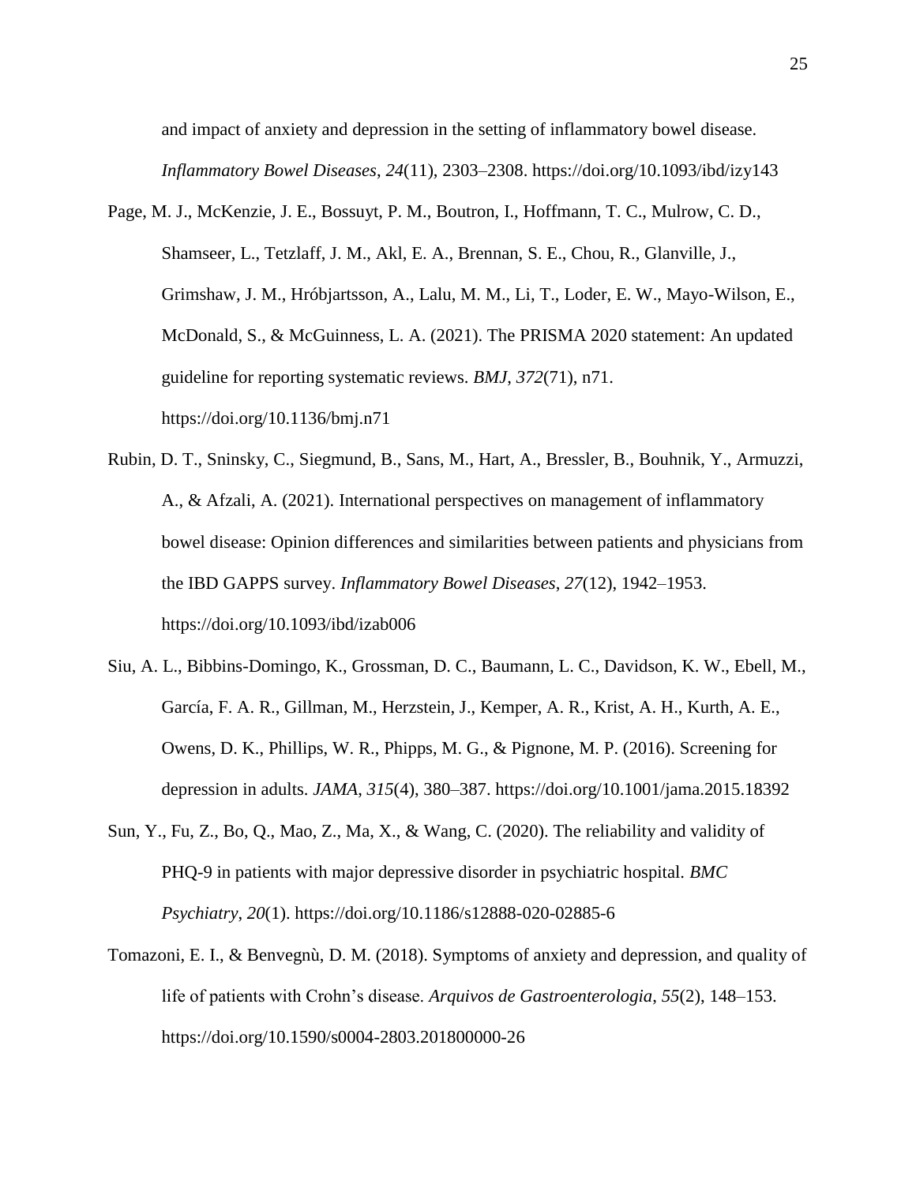and impact of anxiety and depression in the setting of inflammatory bowel disease. *Inflammatory Bowel Diseases*, *24*(11), 2303–2308. https://doi.org/10.1093/ibd/izy143

Page, M. J., McKenzie, J. E., Bossuyt, P. M., Boutron, I., Hoffmann, T. C., Mulrow, C. D., Shamseer, L., Tetzlaff, J. M., Akl, E. A., Brennan, S. E., Chou, R., Glanville, J., Grimshaw, J. M., Hróbjartsson, A., Lalu, M. M., Li, T., Loder, E. W., Mayo-Wilson, E., McDonald, S., & McGuinness, L. A. (2021). The PRISMA 2020 statement: An updated guideline for reporting systematic reviews. *BMJ*, *372*(71), n71. https://doi.org/10.1136/bmj.n71

Rubin, D. T., Sninsky, C., Siegmund, B., Sans, M., Hart, A., Bressler, B., Bouhnik, Y., Armuzzi, A., & Afzali, A. (2021). International perspectives on management of inflammatory bowel disease: Opinion differences and similarities between patients and physicians from the IBD GAPPS survey. *Inflammatory Bowel Diseases*, *27*(12), 1942–1953. https://doi.org/10.1093/ibd/izab006

Siu, A. L., Bibbins-Domingo, K., Grossman, D. C., Baumann, L. C., Davidson, K. W., Ebell, M., García, F. A. R., Gillman, M., Herzstein, J., Kemper, A. R., Krist, A. H., Kurth, A. E., Owens, D. K., Phillips, W. R., Phipps, M. G., & Pignone, M. P. (2016). Screening for depression in adults. *JAMA*, *315*(4), 380–387. https://doi.org/10.1001/jama.2015.18392

Sun, Y., Fu, Z., Bo, Q., Mao, Z., Ma, X., & Wang, C. (2020). The reliability and validity of PHQ-9 in patients with major depressive disorder in psychiatric hospital. *BMC Psychiatry*, *20*(1). https://doi.org/10.1186/s12888-020-02885-6

Tomazoni, E. I., & Benvegnù, D. M. (2018). Symptoms of anxiety and depression, and quality of life of patients with Crohn's disease. *Arquivos de Gastroenterologia*, *55*(2), 148–153. https://doi.org/10.1590/s0004-2803.201800000-26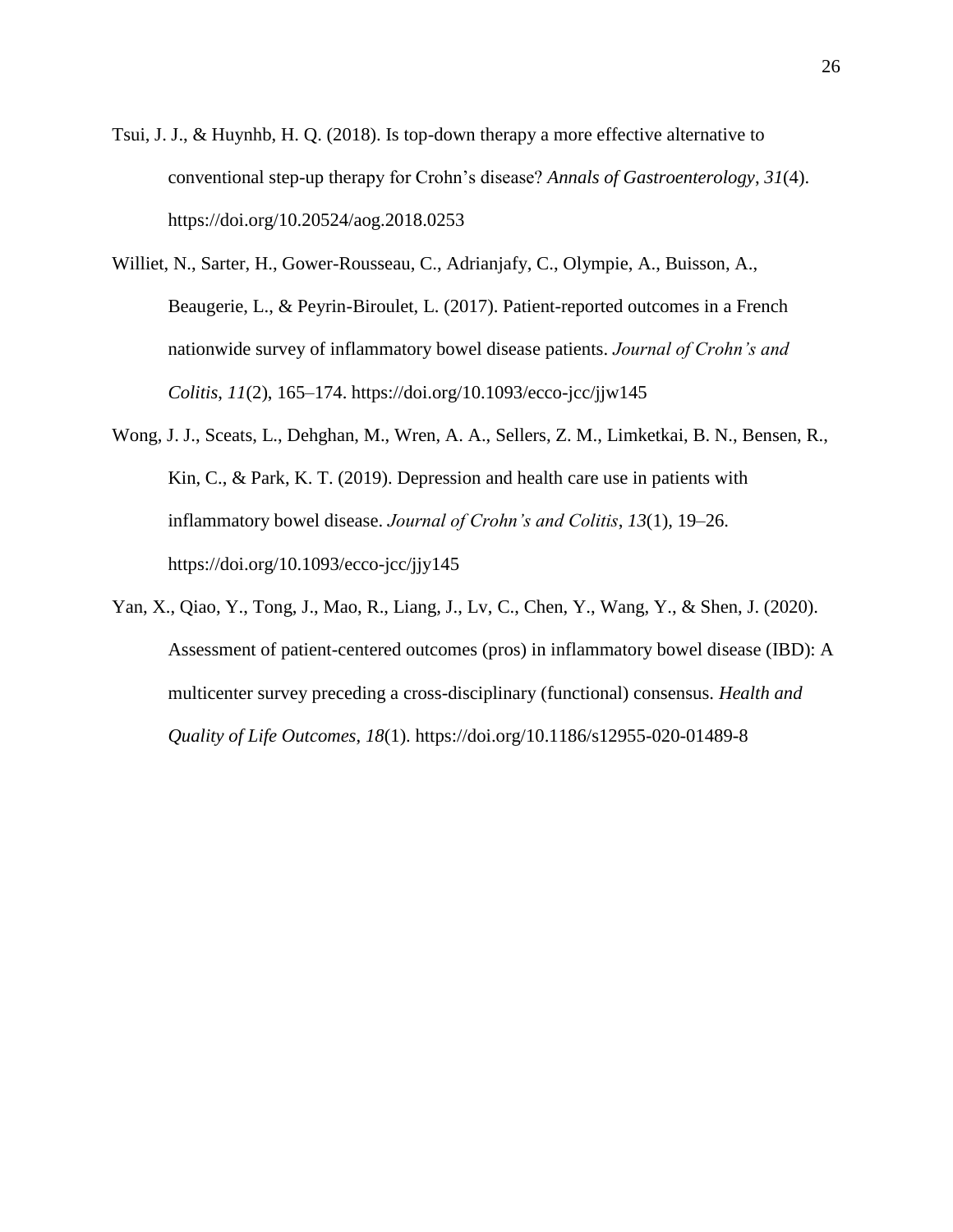Tsui, J. J., & Huynhb, H. Q. (2018). Is top-down therapy a more effective alternative to conventional step-up therapy for Crohn's disease? *Annals of Gastroenterology*, *31*(4). https://doi.org/10.20524/aog.2018.0253

Williet, N., Sarter, H., Gower-Rousseau, C., Adrianjafy, C., Olympie, A., Buisson, A., Beaugerie, L., & Peyrin-Biroulet, L. (2017). Patient-reported outcomes in a French nationwide survey of inflammatory bowel disease patients. *Journal of Crohn's and Colitis*, *11*(2), 165–174. https://doi.org/10.1093/ecco-jcc/jjw145

Wong, J. J., Sceats, L., Dehghan, M., Wren, A. A., Sellers, Z. M., Limketkai, B. N., Bensen, R., Kin, C., & Park, K. T. (2019). Depression and health care use in patients with inflammatory bowel disease. *Journal of Crohn's and Colitis*, *13*(1), 19–26. https://doi.org/10.1093/ecco-jcc/jjy145

Yan, X., Qiao, Y., Tong, J., Mao, R., Liang, J., Lv, C., Chen, Y., Wang, Y., & Shen, J. (2020). Assessment of patient-centered outcomes (pros) in inflammatory bowel disease (IBD): A multicenter survey preceding a cross-disciplinary (functional) consensus. *Health and Quality of Life Outcomes*, *18*(1). https://doi.org/10.1186/s12955-020-01489-8